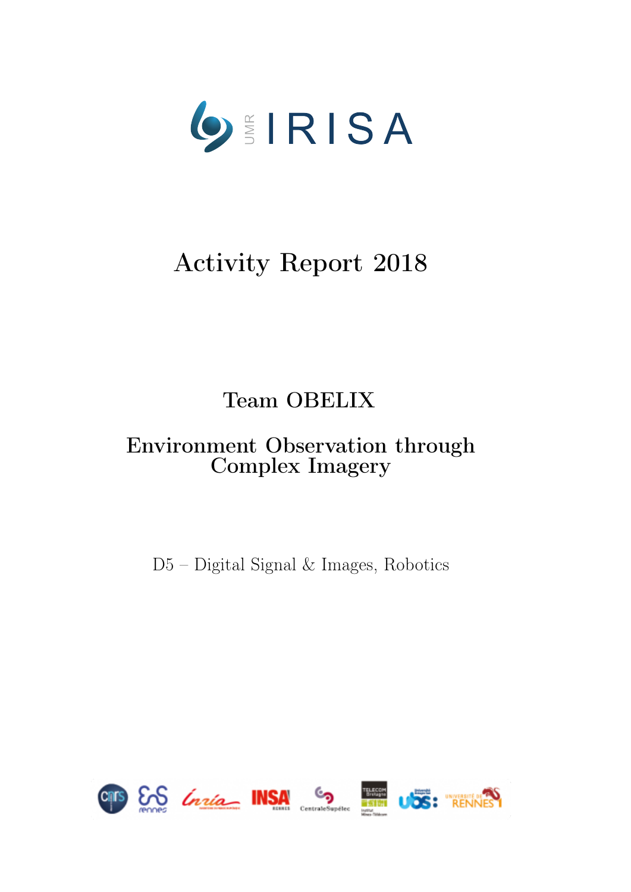# Activity Report 2018

## Team OBELIX

## Environment Observation through Complex Imagery

D5 – Digital Signal & Images, Robotics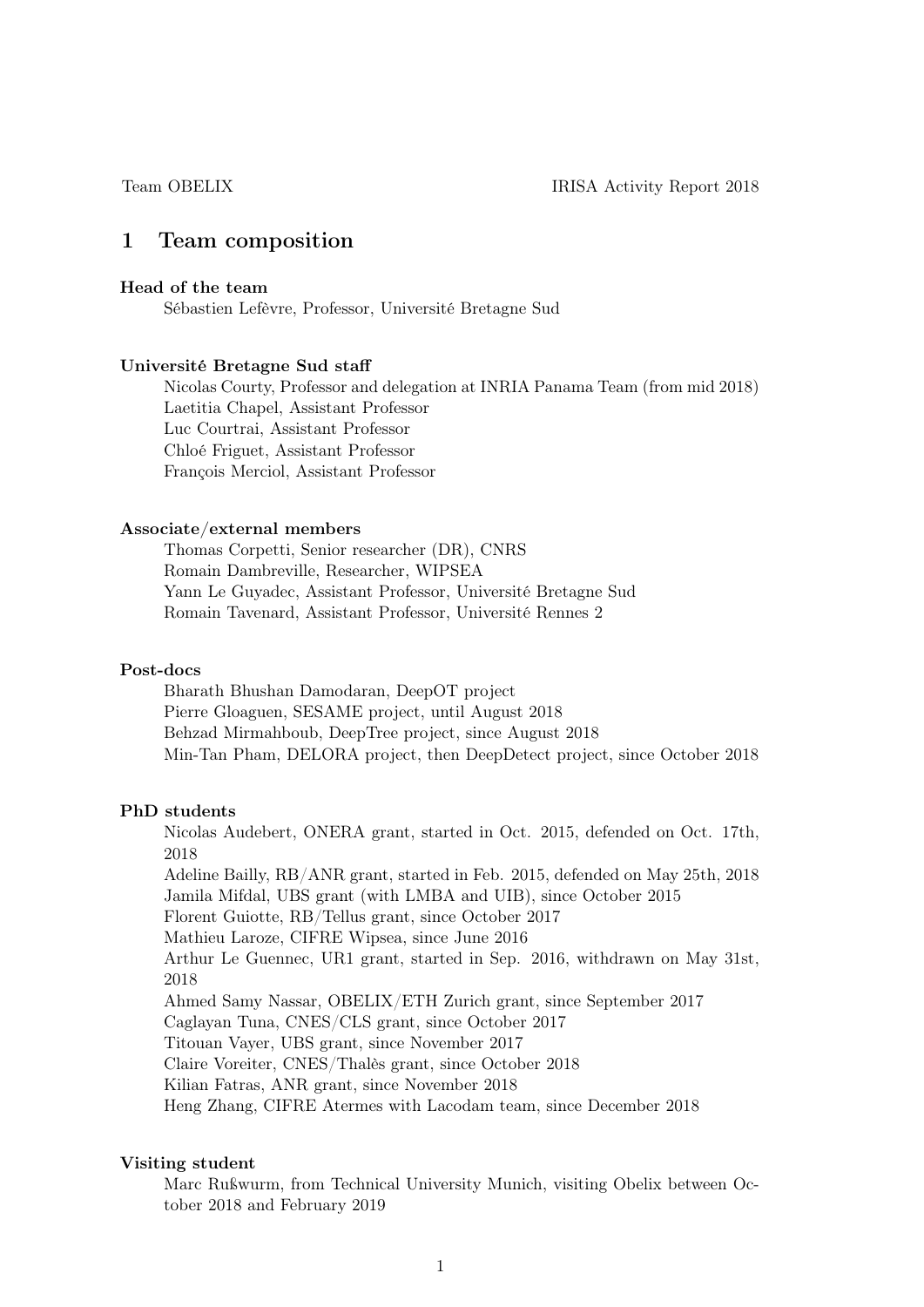# 1 Team composition

**Head of the team**

Sébastien Lefèvre, Professor, Université Bretagne Sud

**Université Bretagne Sud staff**

Nicolas Courty, Professor and delegation at INRIA Panama Team (from mid 2018)
Laetitia Chapel, Assistant Professor
Luc Courtrai, Assistant Professor
Chloé Friguet, Assistant Professor
François Merciol, Assistant Professor

**Associate/external members**

Thomas Corpetti, Senior researcher (DR), CNRS
Romain Dambreville, Researcher, WIPSEA
Yann Le Guyadec, Assistant Professor, Université Bretagne Sud
Romain Tavenard, Assistant Professor, Université Rennes 2

**Post-docs**

Bharath Bhushan Damodaran, DeepOT project
Pierre Gloaguen, SESAME project, until August 2018
Behzad Mirmahboub, DeepTree project, since August 2018
Min-Tan Pham, DELORA project, then DeepDetect project, since October 2018

**PhD students**

Nicolas Audebert, ONERA grant, started in Oct. 2015, defended on Oct. 17th, 2018
Adeline Bailly, RB/ANR grant, started in Feb. 2015, defended on May 25th, 2018
Jamila Mifdal, UBS grant (with LMBA and UIB), since October 2015
Florent Guiotte, RB/Tellus grant, since October 2017
Mathieu Laroze, CIFRE Wipsea, since June 2016
Arthur Le Guennec, UR1 grant, started in Sep. 2016, withdrawn on May 31st, 2018
Ahmed Samy Nassar, OBELIX/ETH Zurich grant, since September 2017
Caglayan Tuna, CNES/CLS grant, since October 2017
Titouan Vayer, UBS grant, since November 2017
Claire Voreiter, CNES/Thalès grant, since October 2018
Kilian Fatras, ANR grant, since November 2018
Heng Zhang, CIFRE Atermes with Lacodam team, since December 2018

**Visiting student**

Marc Rußwurm, from Technical University Munich, visiting Obelix between October 2018 and February 2019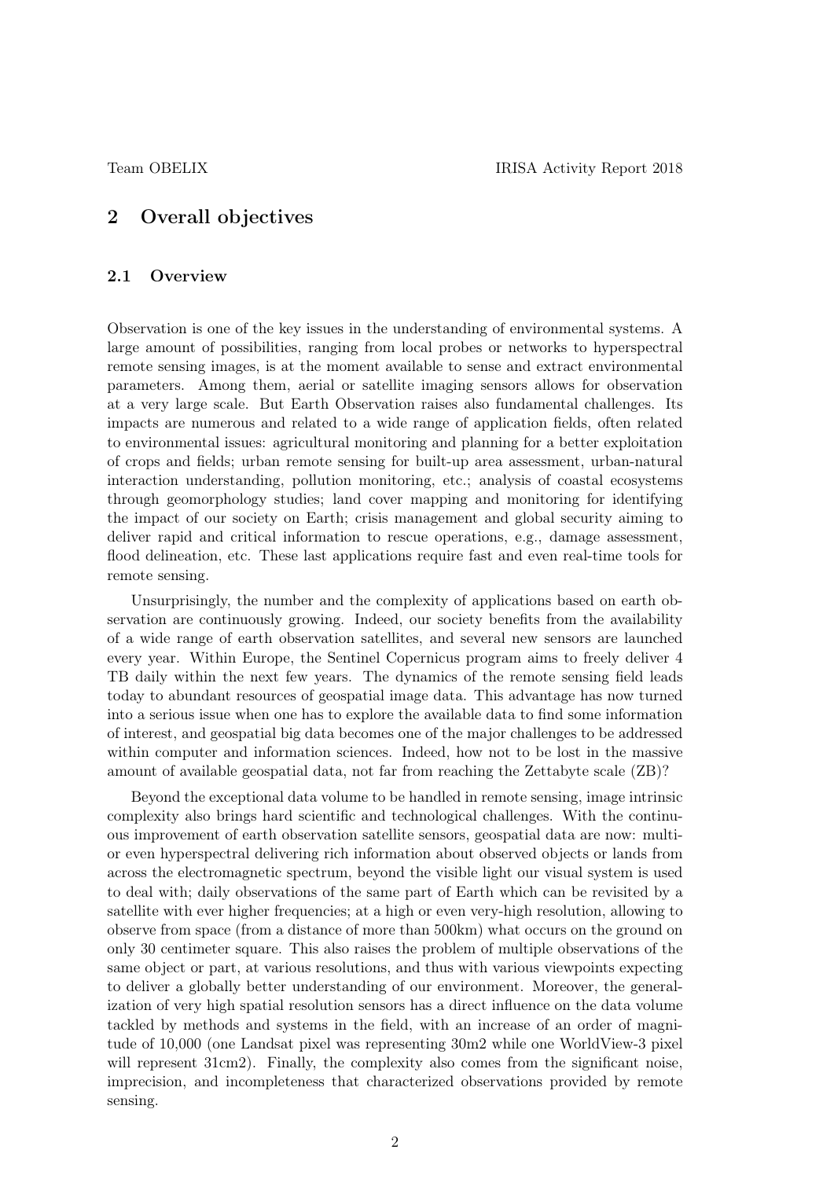## 2 Overall objectives

### 2.1 Overview

Observation is one of the key issues in the understanding of environmental systems. A large amount of possibilities, ranging from local probes or networks to hyperspectral remote sensing images, is at the moment available to sense and extract environmental parameters. Among them, aerial or satellite imaging sensors allows for observation at a very large scale. But Earth Observation raises also fundamental challenges. Its impacts are numerous and related to a wide range of application fields, often related to environmental issues: agricultural monitoring and planning for a better exploitation of crops and fields; urban remote sensing for built-up area assessment, urban-natural interaction understanding, pollution monitoring, etc.; analysis of coastal ecosystems through geomorphology studies; land cover mapping and monitoring for identifying the impact of our society on Earth; crisis management and global security aiming to deliver rapid and critical information to rescue operations, e.g., damage assessment, flood delineation, etc. These last applications require fast and even real-time tools for remote sensing.

Unsurprisingly, the number and the complexity of applications based on earth observation are continuously growing. Indeed, our society benefits from the availability of a wide range of earth observation satellites, and several new sensors are launched every year. Within Europe, the Sentinel Copernicus program aims to freely deliver 4 TB daily within the next few years. The dynamics of the remote sensing field leads today to abundant resources of geospatial image data. This advantage has now turned into a serious issue when one has to explore the available data to find some information of interest, and geospatial big data becomes one of the major challenges to be addressed within computer and information sciences. Indeed, how not to be lost in the massive amount of available geospatial data, not far from reaching the Zettabyte scale (ZB)?

Beyond the exceptional data volume to be handled in remote sensing, image intrinsic complexity also brings hard scientific and technological challenges. With the continuous improvement of earth observation satellite sensors, geospatial data are now: multi- or even hyperspectral delivering rich information about observed objects or lands from across the electromagnetic spectrum, beyond the visible light our visual system is used to deal with; daily observations of the same part of Earth which can be revisited by a satellite with ever higher frequencies; at a high or even very-high resolution, allowing to observe from space (from a distance of more than 500km) what occurs on the ground on only 30 centimeter square. This also raises the problem of multiple observations of the same object or part, at various resolutions, and thus with various viewpoints expecting to deliver a globally better understanding of our environment. Moreover, the generalization of very high spatial resolution sensors has a direct influence on the data volume tackled by methods and systems in the field, with an increase of an order of magnitude of 10,000 (one Landsat pixel was representing 30m2 while one WorldView-3 pixel will represent 31cm2). Finally, the complexity also comes from the significant noise, imprecision, and incompleteness that characterized observations provided by remote sensing.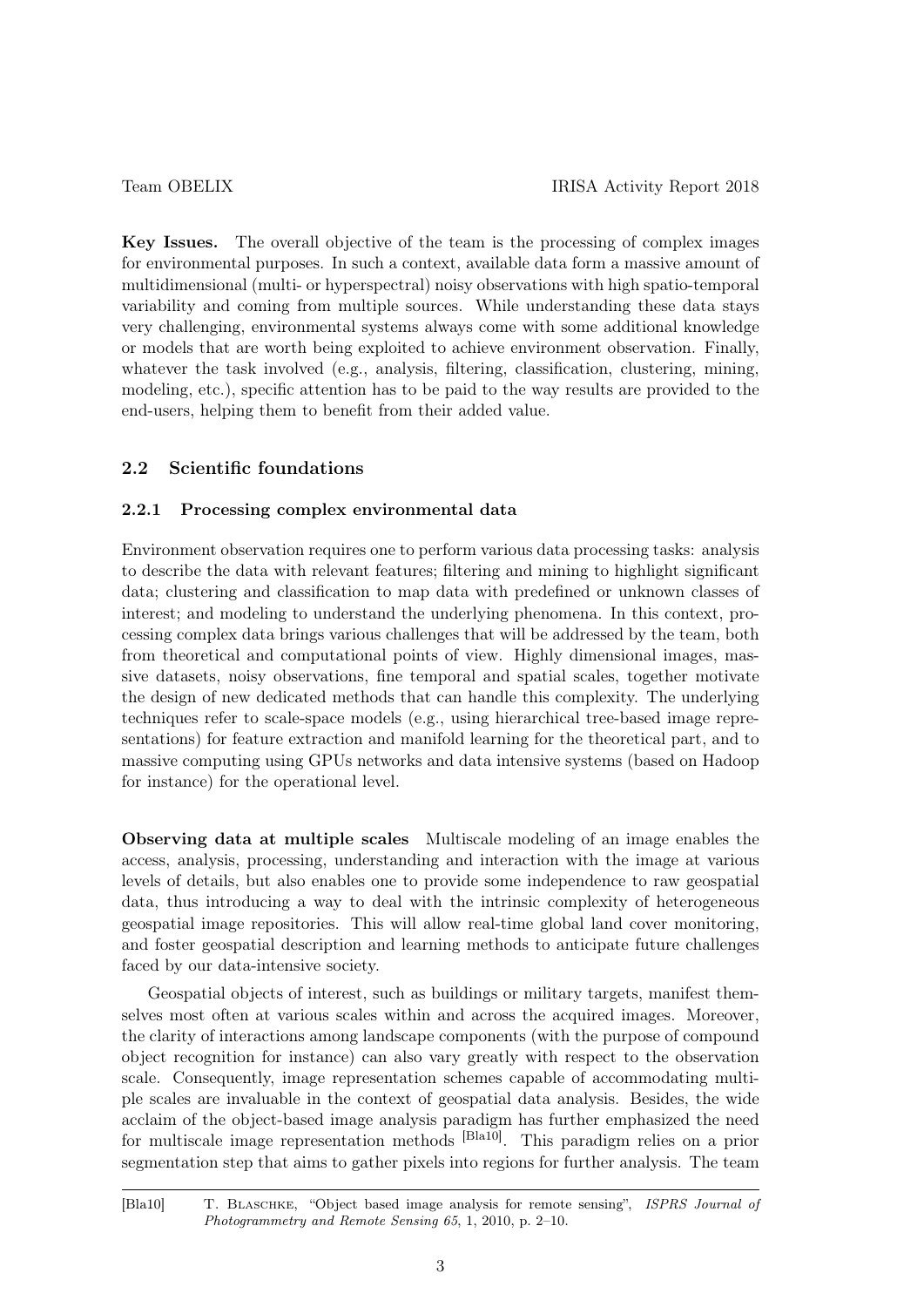**Key Issues.** The overall objective of the team is the processing of complex images for environmental purposes. In such a context, available data form a massive amount of multidimensional (multi- or hyperspectral) noisy observations with high spatio-temporal variability and coming from multiple sources. While understanding these data stays very challenging, environmental systems always come with some additional knowledge or models that are worth being exploited to achieve environment observation. Finally, whatever the task involved (e.g., analysis, filtering, classification, clustering, mining, modeling, etc.), specific attention has to be paid to the way results are provided to the end-users, helping them to benefit from their added value.

## 2.2 Scientific foundations

### 2.2.1 Processing complex environmental data

Environment observation requires one to perform various data processing tasks: analysis to describe the data with relevant features; filtering and mining to highlight significant data; clustering and classification to map data with predefined or unknown classes of interest; and modeling to understand the underlying phenomena. In this context, processing complex data brings various challenges that will be addressed by the team, both from theoretical and computational points of view. Highly dimensional images, massive datasets, noisy observations, fine temporal and spatial scales, together motivate the design of new dedicated methods that can handle this complexity. The underlying techniques refer to scale-space models (e.g., using hierarchical tree-based image representations) for feature extraction and manifold learning for the theoretical part, and to massive computing using GPUs networks and data intensive systems (based on Hadoop for instance) for the operational level.

**Observing data at multiple scales** Multiscale modeling of an image enables the access, analysis, processing, understanding and interaction with the image at various levels of details, but also enables one to provide some independence to raw geospatial data, thus introducing a way to deal with the intrinsic complexity of heterogeneous geospatial image repositories. This will allow real-time global land cover monitoring, and foster geospatial description and learning methods to anticipate future challenges faced by our data-intensive society.

Geospatial objects of interest, such as buildings or military targets, manifest themselves most often at various scales within and across the acquired images. Moreover, the clarity of interactions among landscape components (with the purpose of compound object recognition for instance) can also vary greatly with respect to the observation scale. Consequently, image representation schemes capable of accommodating multiple scales are invaluable in the context of geospatial data analysis. Besides, the wide acclaim of the object-based image analysis paradigm has further emphasized the need for multiscale image representation methods [Bla10]. This paradigm relies on a prior segmentation step that aims to gather pixels into regions for further analysis. The team

[Bla10] T. Blaschke, "Object based image analysis for remote sensing", *ISPRS Journal of Photogrammetry and Remote Sensing 65*, 1, 2010, p. 2–10.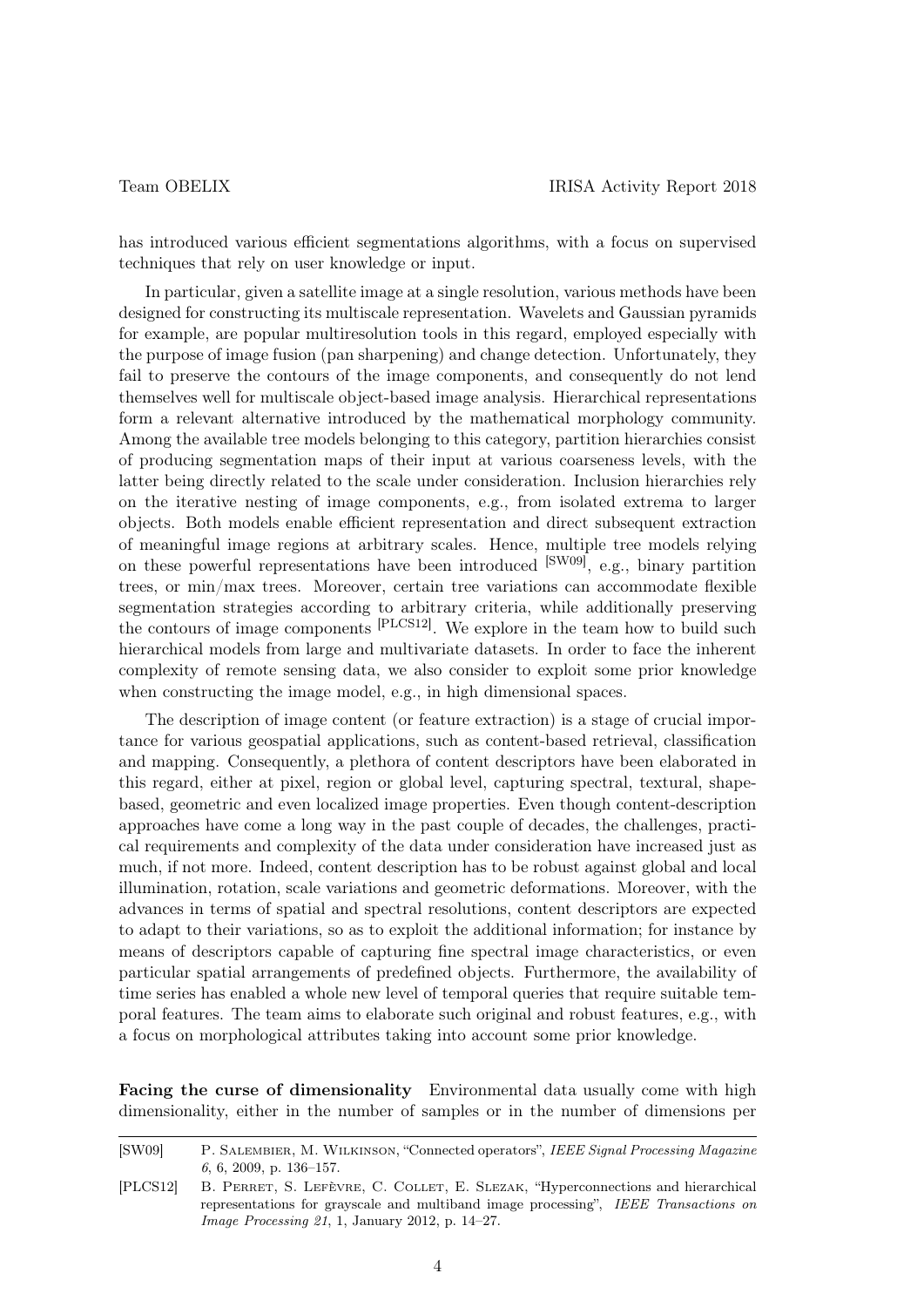has introduced various efficient segmentations algorithms, with a focus on supervised techniques that rely on user knowledge or input.

In particular, given a satellite image at a single resolution, various methods have been designed for constructing its multiscale representation. Wavelets and Gaussian pyramids for example, are popular multiresolution tools in this regard, employed especially with the purpose of image fusion (pan sharpening) and change detection. Unfortunately, they fail to preserve the contours of the image components, and consequently do not lend themselves well for multiscale object-based image analysis. Hierarchical representations form a relevant alternative introduced by the mathematical morphology community. Among the available tree models belonging to this category, partition hierarchies consist of producing segmentation maps of their input at various coarseness levels, with the latter being directly related to the scale under consideration. Inclusion hierarchies rely on the iterative nesting of image components, e.g., from isolated extrema to larger objects. Both models enable efficient representation and direct subsequent extraction of meaningful image regions at arbitrary scales. Hence, multiple tree models relying on these powerful representations have been introduced [SW09], e.g., binary partition trees, or min/max trees. Moreover, certain tree variations can accommodate flexible segmentation strategies according to arbitrary criteria, while additionally preserving the contours of image components [PLCS12]. We explore in the team how to build such hierarchical models from large and multivariate datasets. In order to face the inherent complexity of remote sensing data, we also consider to exploit some prior knowledge when constructing the image model, e.g., in high dimensional spaces.

The description of image content (or feature extraction) is a stage of crucial importance for various geospatial applications, such as content-based retrieval, classification and mapping. Consequently, a plethora of content descriptors have been elaborated in this regard, either at pixel, region or global level, capturing spectral, textural, shape-based, geometric and even localized image properties. Even though content-description approaches have come a long way in the past couple of decades, the challenges, practical requirements and complexity of the data under consideration have increased just as much, if not more. Indeed, content description has to be robust against global and local illumination, rotation, scale variations and geometric deformations. Moreover, with the advances in terms of spatial and spectral resolutions, content descriptors are expected to adapt to their variations, so as to exploit the additional information; for instance by means of descriptors capable of capturing fine spectral image characteristics, or even particular spatial arrangements of predefined objects. Furthermore, the availability of time series has enabled a whole new level of temporal queries that require suitable temporal features. The team aims to elaborate such original and robust features, e.g., with a focus on morphological attributes taking into account some prior knowledge.

**Facing the curse of dimensionality** Environmental data usually come with high dimensionality, either in the number of samples or in the number of dimensions per

[SW09] P. Salembier, M. Wilkinson, "Connected operators", *IEEE Signal Processing Magazine 6*, 6, 2009, p. 136–157.

[PLCS12] B. Perret, S. Lefèvre, C. Collet, E. Slezak, "Hyperconnections and hierarchical representations for grayscale and multiband image processing", *IEEE Transactions on Image Processing 21*, 1, January 2012, p. 14–27.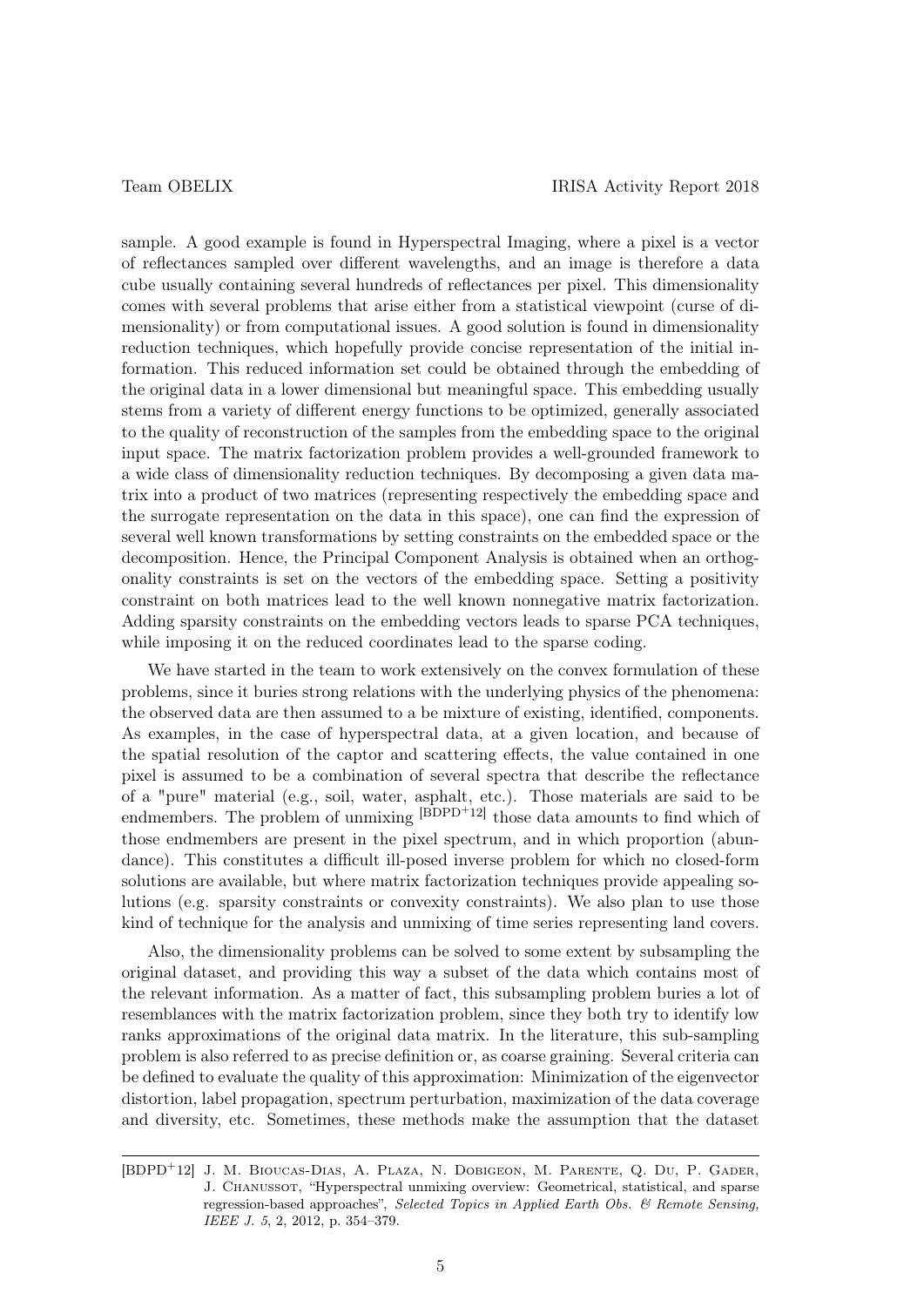sample. A good example is found in Hyperspectral Imaging, where a pixel is a vector of reflectances sampled over different wavelengths, and an image is therefore a data cube usually containing several hundreds of reflectances per pixel. This dimensionality comes with several problems that arise either from a statistical viewpoint (curse of dimensionality) or from computational issues. A good solution is found in dimensionality reduction techniques, which hopefully provide concise representation of the initial information. This reduced information set could be obtained through the embedding of the original data in a lower dimensional but meaningful space. This embedding usually stems from a variety of different energy functions to be optimized, generally associated to the quality of reconstruction of the samples from the embedding space to the original input space. The matrix factorization problem provides a well-grounded framework to a wide class of dimensionality reduction techniques. By decomposing a given data matrix into a product of two matrices (representing respectively the embedding space and the surrogate representation on the data in this space), one can find the expression of several well known transformations by setting constraints on the embedded space or the decomposition. Hence, the Principal Component Analysis is obtained when an orthogonality constraints is set on the vectors of the embedding space. Setting a positivity constraint on both matrices lead to the well known nonnegative matrix factorization. Adding sparsity constraints on the embedding vectors leads to sparse PCA techniques, while imposing it on the reduced coordinates lead to the sparse coding.

We have started in the team to work extensively on the convex formulation of these problems, since it buries strong relations with the underlying physics of the phenomena: the observed data are then assumed to a be mixture of existing, identified, components. As examples, in the case of hyperspectral data, at a given location, and because of the spatial resolution of the captor and scattering effects, the value contained in one pixel is assumed to be a combination of several spectra that describe the reflectance of a "pure" material (e.g., soil, water, asphalt, etc.). Those materials are said to be endmembers. The problem of unmixing [BDPD+12] those data amounts to find which of those endmembers are present in the pixel spectrum, and in which proportion (abundance). This constitutes a difficult ill-posed inverse problem for which no closed-form solutions are available, but where matrix factorization techniques provide appealing solutions (e.g. sparsity constraints or convexity constraints). We also plan to use those kind of technique for the analysis and unmixing of time series representing land covers.

Also, the dimensionality problems can be solved to some extent by subsampling the original dataset, and providing this way a subset of the data which contains most of the relevant information. As a matter of fact, this subsampling problem buries a lot of resemblances with the matrix factorization problem, since they both try to identify low ranks approximations of the original data matrix. In the literature, this sub-sampling problem is also referred to as precise definition or, as coarse graining. Several criteria can be defined to evaluate the quality of this approximation: Minimization of the eigenvector distortion, label propagation, spectrum perturbation, maximization of the data coverage and diversity, etc. Sometimes, these methods make the assumption that the dataset

---

[BDPD+12] J. M. Bioucas-Dias, A. Plaza, N. Dobigeon, M. Parente, Q. Du, P. Gader, J. Chanussot, "Hyperspectral unmixing overview: Geometrical, statistical, and sparse regression-based approaches", *Selected Topics in Applied Earth Obs. & Remote Sensing, IEEE J. 5*, 2, 2012, p. 354–379.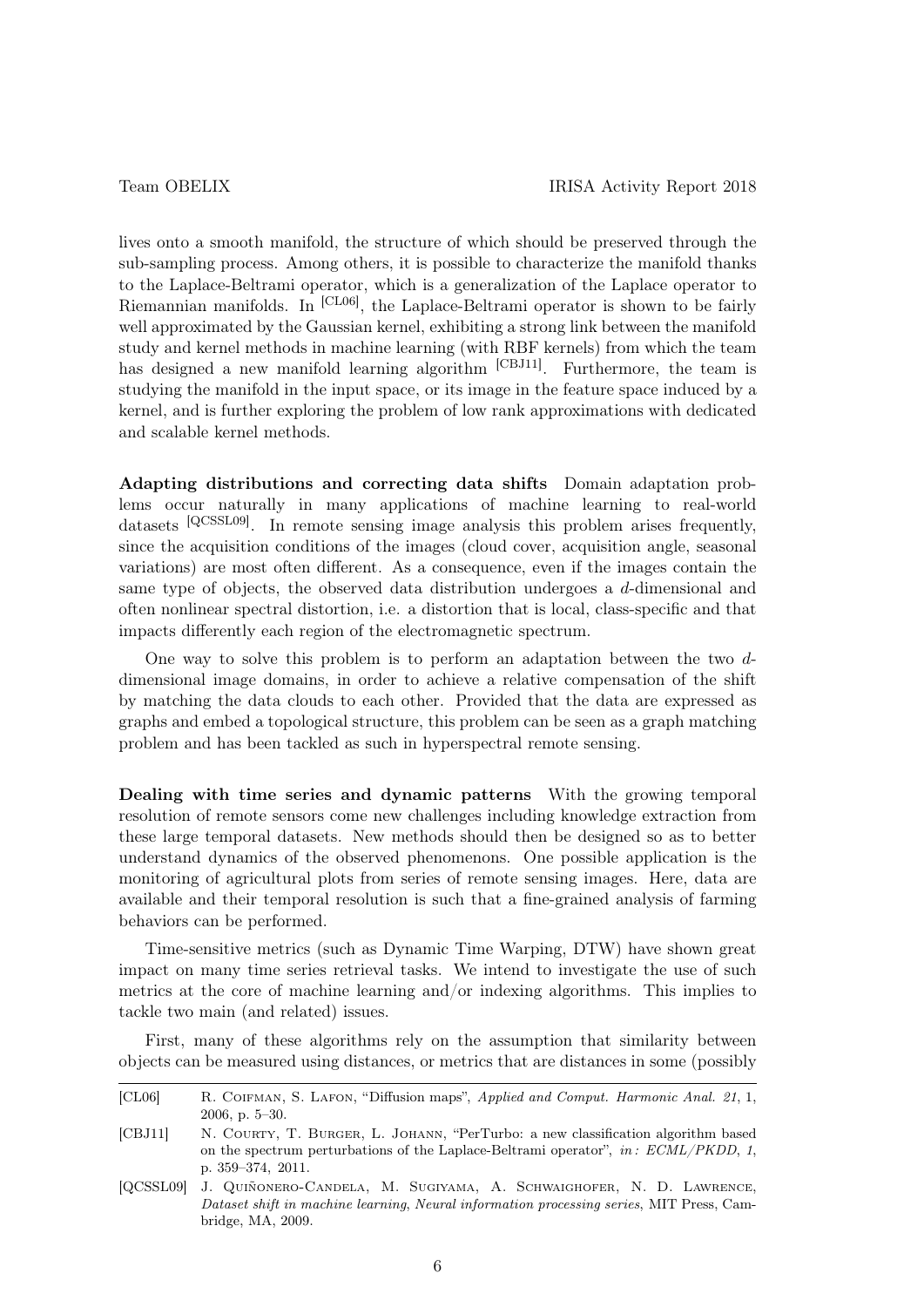lives onto a smooth manifold, the structure of which should be preserved through the sub-sampling process. Among others, it is possible to characterize the manifold thanks to the Laplace-Beltrami operator, which is a generalization of the Laplace operator to Riemannian manifolds. In [CL06], the Laplace-Beltrami operator is shown to be fairly well approximated by the Gaussian kernel, exhibiting a strong link between the manifold study and kernel methods in machine learning (with RBF kernels) from which the team has designed a new manifold learning algorithm [CBJ11]. Furthermore, the team is studying the manifold in the input space, or its image in the feature space induced by a kernel, and is further exploring the problem of low rank approximations with dedicated and scalable kernel methods.

**Adapting distributions and correcting data shifts** Domain adaptation problems occur naturally in many applications of machine learning to real-world datasets [QCSSL09]. In remote sensing image analysis this problem arises frequently, since the acquisition conditions of the images (cloud cover, acquisition angle, seasonal variations) are most often different. As a consequence, even if the images contain the same type of objects, the observed data distribution undergoes a $d$-dimensional and often nonlinear spectral distortion, i.e. a distortion that is local, class-specific and that impacts differently each region of the electromagnetic spectrum.

One way to solve this problem is to perform an adaptation between the two $d$-dimensional image domains, in order to achieve a relative compensation of the shift by matching the data clouds to each other. Provided that the data are expressed as graphs and embed a topological structure, this problem can be seen as a graph matching problem and has been tackled as such in hyperspectral remote sensing.

**Dealing with time series and dynamic patterns** With the growing temporal resolution of remote sensors come new challenges including knowledge extraction from these large temporal datasets. New methods should then be designed so as to better understand dynamics of the observed phenomenons. One possible application is the monitoring of agricultural plots from series of remote sensing images. Here, data are available and their temporal resolution is such that a fine-grained analysis of farming behaviors can be performed.

Time-sensitive metrics (such as Dynamic Time Warping, DTW) have shown great impact on many time series retrieval tasks. We intend to investigate the use of such metrics at the core of machine learning and/or indexing algorithms. This implies to tackle two main (and related) issues.

First, many of these algorithms rely on the assumption that similarity between objects can be measured using distances, or metrics that are distances in some (possibly

---

[CL06] R. Coifman, S. Lafon, "Diffusion maps", *Applied and Comput. Harmonic Anal. 21*, 1, 2006, p. 5–30.

[CBJ11] N. Courty, T. Burger, L. Johann, "PerTurbo: a new classification algorithm based on the spectrum perturbations of the Laplace-Beltrami operator", *in: ECML/PKDD*, *1*, p. 359–374, 2011.

[QCSSL09] J. Quiñonero-Candela, M. Sugiyama, A. Schwaighofer, N. D. Lawrence, *Dataset shift in machine learning*, *Neural information processing series*, MIT Press, Cambridge, MA, 2009.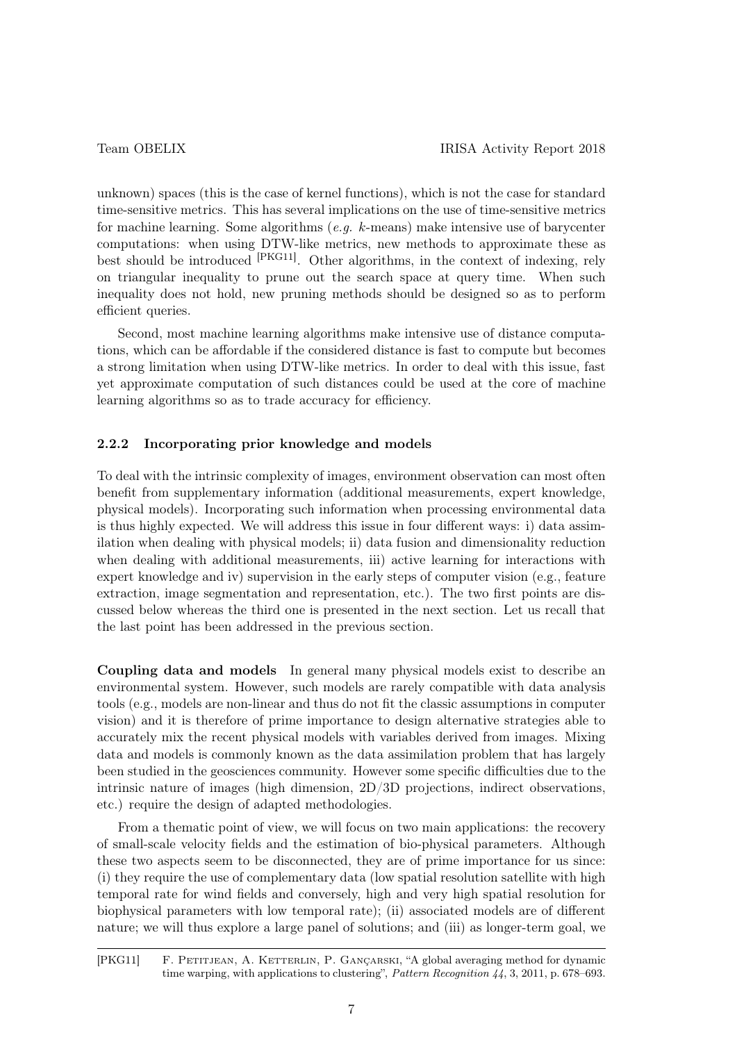unknown) spaces (this is the case of kernel functions), which is not the case for standard time-sensitive metrics. This has several implications on the use of time-sensitive metrics for machine learning. Some algorithms (*e.g.* $k$-means) make intensive use of barycenter computations: when using DTW-like metrics, new methods to approximate these as best should be introduced [PKG11]. Other algorithms, in the context of indexing, rely on triangular inequality to prune out the search space at query time. When such inequality does not hold, new pruning methods should be designed so as to perform efficient queries.

Second, most machine learning algorithms make intensive use of distance computations, which can be affordable if the considered distance is fast to compute but becomes a strong limitation when using DTW-like metrics. In order to deal with this issue, fast yet approximate computation of such distances could be used at the core of machine learning algorithms so as to trade accuracy for efficiency.

### 2.2.2 Incorporating prior knowledge and models

To deal with the intrinsic complexity of images, environment observation can most often benefit from supplementary information (additional measurements, expert knowledge, physical models). Incorporating such information when processing environmental data is thus highly expected. We will address this issue in four different ways: i) data assimilation when dealing with physical models; ii) data fusion and dimensionality reduction when dealing with additional measurements, iii) active learning for interactions with expert knowledge and iv) supervision in the early steps of computer vision (e.g., feature extraction, image segmentation and representation, etc.). The two first points are discussed below whereas the third one is presented in the next section. Let us recall that the last point has been addressed in the previous section.

**Coupling data and models** In general many physical models exist to describe an environmental system. However, such models are rarely compatible with data analysis tools (e.g., models are non-linear and thus do not fit the classic assumptions in computer vision) and it is therefore of prime importance to design alternative strategies able to accurately mix the recent physical models with variables derived from images. Mixing data and models is commonly known as the data assimilation problem that has largely been studied in the geosciences community. However some specific difficulties due to the intrinsic nature of images (high dimension, 2D/3D projections, indirect observations, etc.) require the design of adapted methodologies.

From a thematic point of view, we will focus on two main applications: the recovery of small-scale velocity fields and the estimation of bio-physical parameters. Although these two aspects seem to be disconnected, they are of prime importance for us since: (i) they require the use of complementary data (low spatial resolution satellite with high temporal rate for wind fields and conversely, high and very high spatial resolution for biophysical parameters with low temporal rate); (ii) associated models are of different nature; we will thus explore a large panel of solutions; and (iii) as longer-term goal, we

[PKG11] F. Petitjean, A. Ketterlin, P. Gançarski, "A global averaging method for dynamic time warping, with applications to clustering", *Pattern Recognition 44*, 3, 2011, p. 678–693.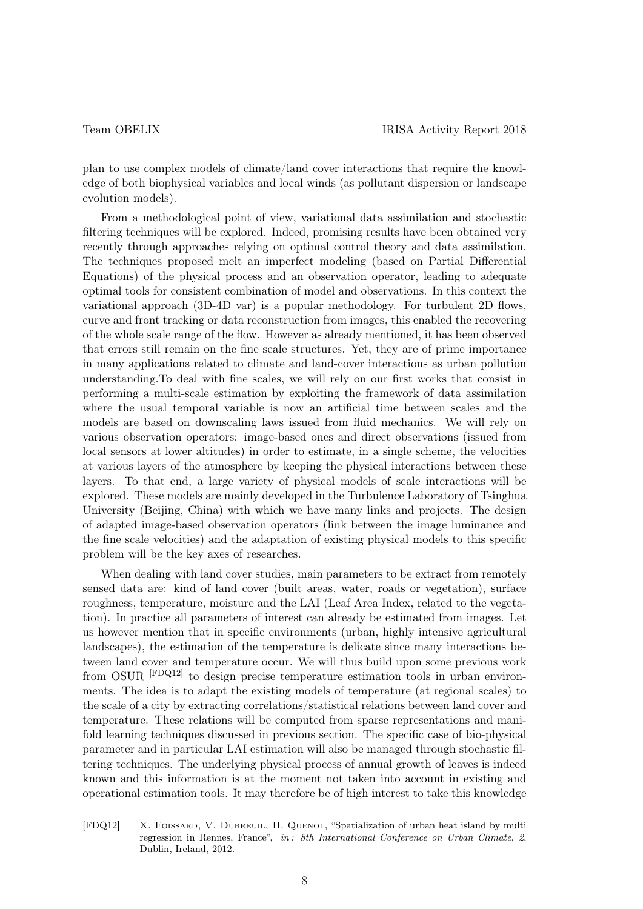plan to use complex models of climate/land cover interactions that require the knowledge of both biophysical variables and local winds (as pollutant dispersion or landscape evolution models).

From a methodological point of view, variational data assimilation and stochastic filtering techniques will be explored. Indeed, promising results have been obtained very recently through approaches relying on optimal control theory and data assimilation. The techniques proposed melt an imperfect modeling (based on Partial Differential Equations) of the physical process and an observation operator, leading to adequate optimal tools for consistent combination of model and observations. In this context the variational approach (3D-4D var) is a popular methodology. For turbulent 2D flows, curve and front tracking or data reconstruction from images, this enabled the recovering of the whole scale range of the flow. However as already mentioned, it has been observed that errors still remain on the fine scale structures. Yet, they are of prime importance in many applications related to climate and land-cover interactions as urban pollution understanding.To deal with fine scales, we will rely on our first works that consist in performing a multi-scale estimation by exploiting the framework of data assimilation where the usual temporal variable is now an artificial time between scales and the models are based on downscaling laws issued from fluid mechanics. We will rely on various observation operators: image-based ones and direct observations (issued from local sensors at lower altitudes) in order to estimate, in a single scheme, the velocities at various layers of the atmosphere by keeping the physical interactions between these layers. To that end, a large variety of physical models of scale interactions will be explored. These models are mainly developed in the Turbulence Laboratory of Tsinghua University (Beijing, China) with which we have many links and projects. The design of adapted image-based observation operators (link between the image luminance and the fine scale velocities) and the adaptation of existing physical models to this specific problem will be the key axes of researches.

When dealing with land cover studies, main parameters to be extract from remotely sensed data are: kind of land cover (built areas, water, roads or vegetation), surface roughness, temperature, moisture and the LAI (Leaf Area Index, related to the vegetation). In practice all parameters of interest can already be estimated from images. Let us however mention that in specific environments (urban, highly intensive agricultural landscapes), the estimation of the temperature is delicate since many interactions between land cover and temperature occur. We will thus build upon some previous work from OSUR [FDQ12] to design precise temperature estimation tools in urban environments. The idea is to adapt the existing models of temperature (at regional scales) to the scale of a city by extracting correlations/statistical relations between land cover and temperature. These relations will be computed from sparse representations and manifold learning techniques discussed in previous section. The specific case of bio-physical parameter and in particular LAI estimation will also be managed through stochastic filtering techniques. The underlying physical process of annual growth of leaves is indeed known and this information is at the moment not taken into account in existing and operational estimation tools. It may therefore be of high interest to take this knowledge

[FDQ12] X. Foissard, V. Dubreuil, H. Quenol, "Spatialization of urban heat island by multi regression in Rennes, France", *in: 8th International Conference on Urban Climate, 2*, Dublin, Ireland, 2012.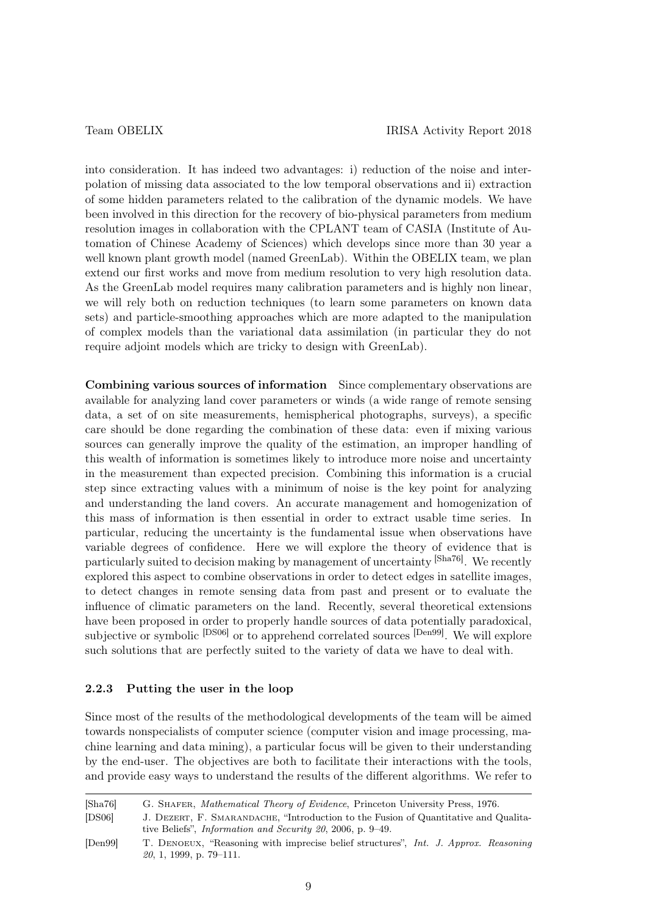into consideration. It has indeed two advantages: i) reduction of the noise and interpolation of missing data associated to the low temporal observations and ii) extraction of some hidden parameters related to the calibration of the dynamic models. We have been involved in this direction for the recovery of bio-physical parameters from medium resolution images in collaboration with the CPLANT team of CASIA (Institute of Automation of Chinese Academy of Sciences) which develops since more than 30 year a well known plant growth model (named GreenLab). Within the OBELIX team, we plan extend our first works and move from medium resolution to very high resolution data. As the GreenLab model requires many calibration parameters and is highly non linear, we will rely both on reduction techniques (to learn some parameters on known data sets) and particle-smoothing approaches which are more adapted to the manipulation of complex models than the variational data assimilation (in particular they do not require adjoint models which are tricky to design with GreenLab).

**Combining various sources of information** Since complementary observations are available for analyzing land cover parameters or winds (a wide range of remote sensing data, a set of on site measurements, hemispherical photographs, surveys), a specific care should be done regarding the combination of these data: even if mixing various sources can generally improve the quality of the estimation, an improper handling of this wealth of information is sometimes likely to introduce more noise and uncertainty in the measurement than expected precision. Combining this information is a crucial step since extracting values with a minimum of noise is the key point for analyzing and understanding the land covers. An accurate management and homogenization of this mass of information is then essential in order to extract usable time series. In particular, reducing the uncertainty is the fundamental issue when observations have variable degrees of confidence. Here we will explore the theory of evidence that is particularly suited to decision making by management of uncertainty [Sha76]. We recently explored this aspect to combine observations in order to detect edges in satellite images, to detect changes in remote sensing data from past and present or to evaluate the influence of climatic parameters on the land. Recently, several theoretical extensions have been proposed in order to properly handle sources of data potentially paradoxical, subjective or symbolic [DS06] or to apprehend correlated sources [Den99]. We will explore such solutions that are perfectly suited to the variety of data we have to deal with.

### 2.2.3 Putting the user in the loop

Since most of the results of the methodological developments of the team will be aimed towards nonspecialists of computer science (computer vision and image processing, machine learning and data mining), a particular focus will be given to their understanding by the end-user. The objectives are both to facilitate their interactions with the tools, and provide easy ways to understand the results of the different algorithms. We refer to

---

[Sha76] G. Shafer, *Mathematical Theory of Evidence*, Princeton University Press, 1976.

[DS06] J. Dezert, F. Smarandache, "Introduction to the Fusion of Quantitative and Qualitative Beliefs", *Information and Security 20*, 2006, p. 9–49.

[Den99] T. Denoeux, "Reasoning with imprecise belief structures", *Int. J. Approx. Reasoning 20*, 1, 1999, p. 79–111.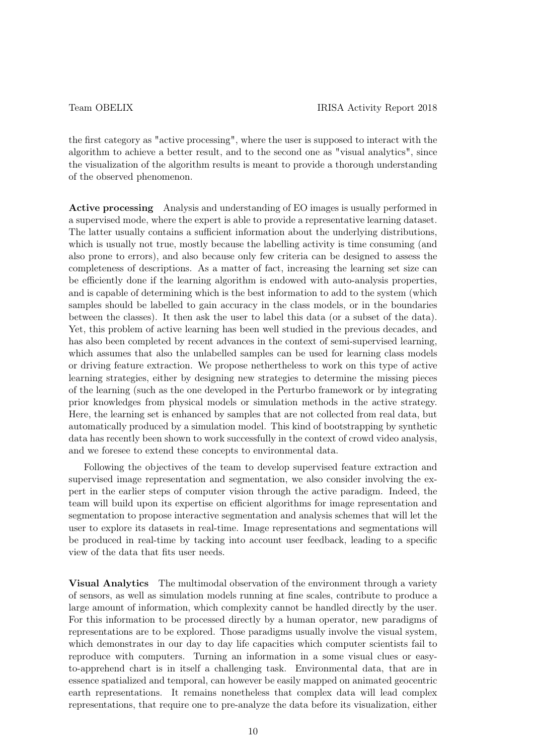the first category as "active processing", where the user is supposed to interact with the algorithm to achieve a better result, and to the second one as "visual analytics", since the visualization of the algorithm results is meant to provide a thorough understanding of the observed phenomenon.

**Active processing** Analysis and understanding of EO images is usually performed in a supervised mode, where the expert is able to provide a representative learning dataset. The latter usually contains a sufficient information about the underlying distributions, which is usually not true, mostly because the labelling activity is time consuming (and also prone to errors), and also because only few criteria can be designed to assess the completeness of descriptions. As a matter of fact, increasing the learning set size can be efficiently done if the learning algorithm is endowed with auto-analysis properties, and is capable of determining which is the best information to add to the system (which samples should be labelled to gain accuracy in the class models, or in the boundaries between the classes). It then ask the user to label this data (or a subset of the data). Yet, this problem of active learning has been well studied in the previous decades, and has also been completed by recent advances in the context of semi-supervised learning, which assumes that also the unlabelled samples can be used for learning class models or driving feature extraction. We propose nethertheless to work on this type of active learning strategies, either by designing new strategies to determine the missing pieces of the learning (such as the one developed in the Perturbo framework or by integrating prior knowledges from physical models or simulation methods in the active strategy. Here, the learning set is enhanced by samples that are not collected from real data, but automatically produced by a simulation model. This kind of bootstrapping by synthetic data has recently been shown to work successfully in the context of crowd video analysis, and we foresee to extend these concepts to environmental data.

Following the objectives of the team to develop supervised feature extraction and supervised image representation and segmentation, we also consider involving the expert in the earlier steps of computer vision through the active paradigm. Indeed, the team will build upon its expertise on efficient algorithms for image representation and segmentation to propose interactive segmentation and analysis schemes that will let the user to explore its datasets in real-time. Image representations and segmentations will be produced in real-time by tacking into account user feedback, leading to a specific view of the data that fits user needs.

**Visual Analytics** The multimodal observation of the environment through a variety of sensors, as well as simulation models running at fine scales, contribute to produce a large amount of information, which complexity cannot be handled directly by the user. For this information to be processed directly by a human operator, new paradigms of representations are to be explored. Those paradigms usually involve the visual system, which demonstrates in our day to day life capacities which computer scientists fail to reproduce with computers. Turning an information in a some visual clues or easy-to-apprehend chart is in itself a challenging task. Environmental data, that are in essence spatialized and temporal, can however be easily mapped on animated geocentric earth representations. It remains nonetheless that complex data will lead complex representations, that require one to pre-analyze the data before its visualization, either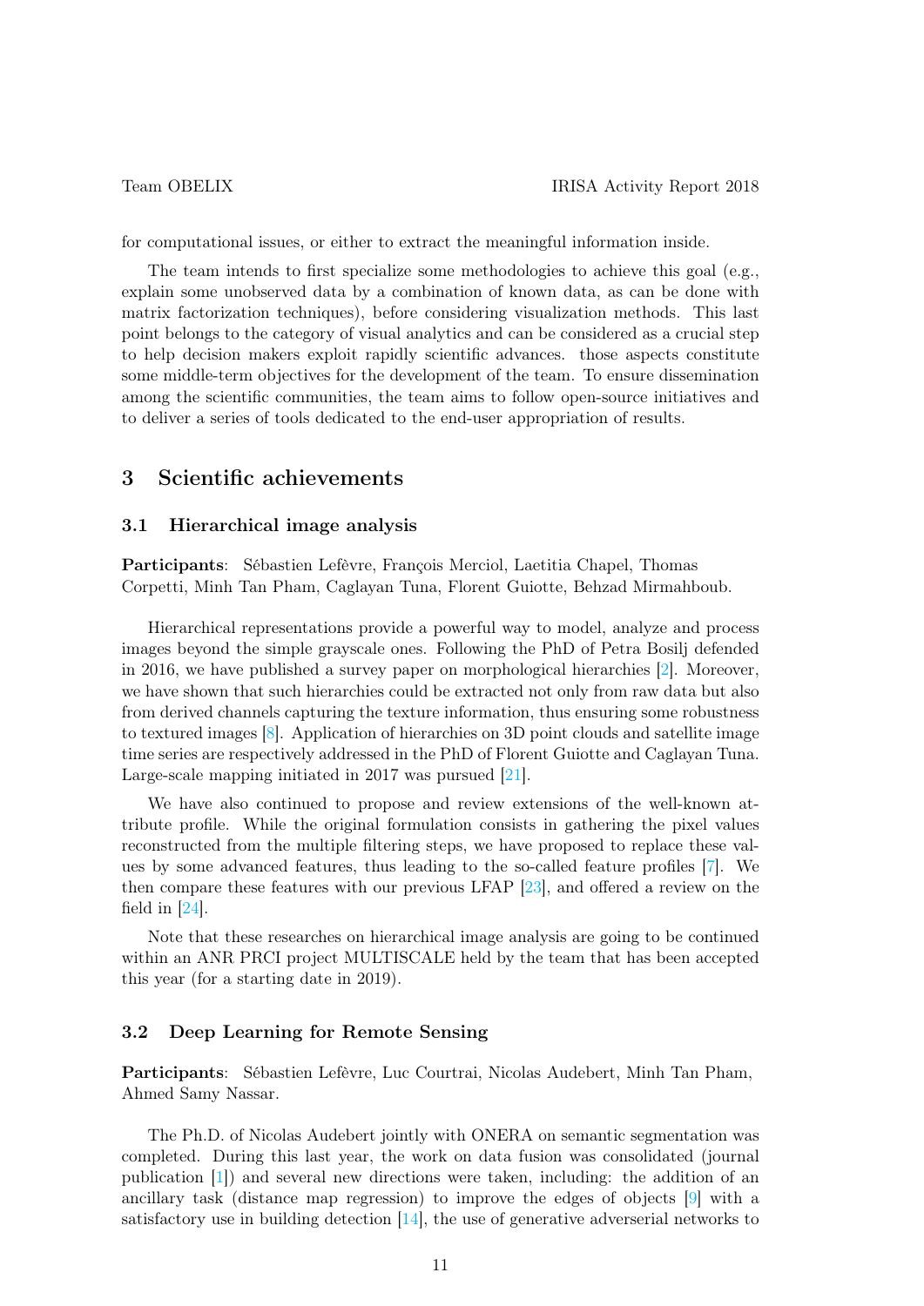for computational issues, or either to extract the meaningful information inside.

The team intends to first specialize some methodologies to achieve this goal (e.g., explain some unobserved data by a combination of known data, as can be done with matrix factorization techniques), before considering visualization methods. This last point belongs to the category of visual analytics and can be considered as a crucial step to help decision makers exploit rapidly scientific advances. those aspects constitute some middle-term objectives for the development of the team. To ensure dissemination among the scientific communities, the team aims to follow open-source initiatives and to deliver a series of tools dedicated to the end-user appropriation of results.

## 3 Scientific achievements

### 3.1 Hierarchical image analysis

**Participants**: Sébastien Lefèvre, François Merciol, Laetitia Chapel, Thomas Corpetti, Minh Tan Pham, Caglayan Tuna, Florent Guiotte, Behzad Mirmahboub.

Hierarchical representations provide a powerful way to model, analyze and process images beyond the simple grayscale ones. Following the PhD of Petra Bosilj defended in 2016, we have published a survey paper on morphological hierarchies [2]. Moreover, we have shown that such hierarchies could be extracted not only from raw data but also from derived channels capturing the texture information, thus ensuring some robustness to textured images [8]. Application of hierarchies on 3D point clouds and satellite image time series are respectively addressed in the PhD of Florent Guiotte and Caglayan Tuna. Large-scale mapping initiated in 2017 was pursued [21].

We have also continued to propose and review extensions of the well-known attribute profile. While the original formulation consists in gathering the pixel values reconstructed from the multiple filtering steps, we have proposed to replace these values by some advanced features, thus leading to the so-called feature profiles [7]. We then compare these features with our previous LFAP [23], and offered a review on the field in [24].

Note that these researches on hierarchical image analysis are going to be continued within an ANR PRCI project MULTISCALE held by the team that has been accepted this year (for a starting date in 2019).

### 3.2 Deep Learning for Remote Sensing

**Participants**: Sébastien Lefèvre, Luc Courtrai, Nicolas Audebert, Minh Tan Pham, Ahmed Samy Nassar.

The Ph.D. of Nicolas Audebert jointly with ONERA on semantic segmentation was completed. During this last year, the work on data fusion was consolidated (journal publication [1]) and several new directions were taken, including: the addition of an ancillary task (distance map regression) to improve the edges of objects [9] with a satisfactory use in building detection [14], the use of generative adverserial networks to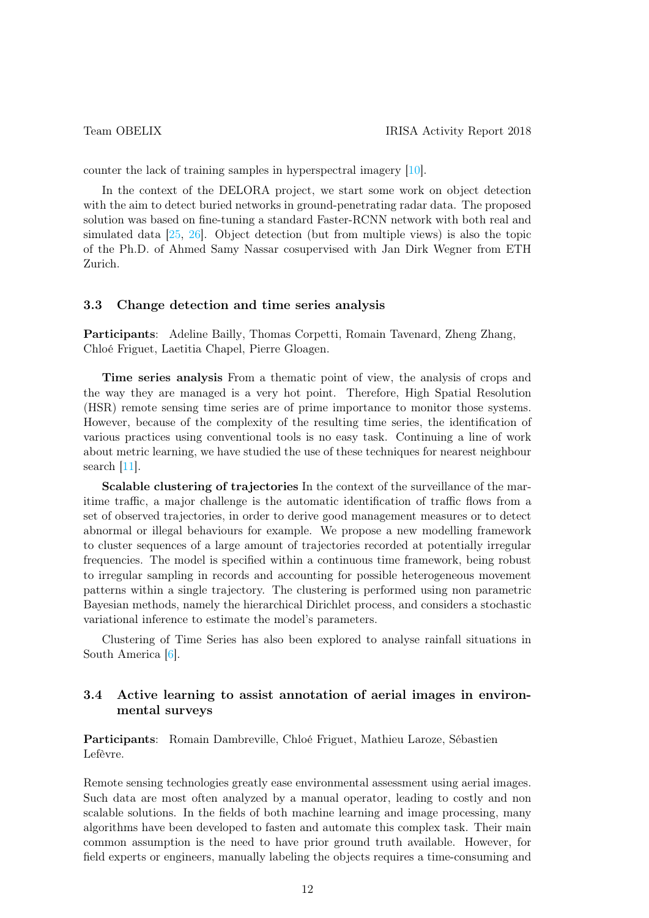counter the lack of training samples in hyperspectral imagery [10].

In the context of the DELORA project, we start some work on object detection with the aim to detect buried networks in ground-penetrating radar data. The proposed solution was based on fine-tuning a standard Faster-RCNN network with both real and simulated data [25, 26]. Object detection (but from multiple views) is also the topic of the Ph.D. of Ahmed Samy Nassar cosupervised with Jan Dirk Wegner from ETH Zurich.

### 3.3 Change detection and time series analysis

**Participants**: Adeline Bailly, Thomas Corpetti, Romain Tavenard, Zheng Zhang, Chloé Friguet, Laetitia Chapel, Pierre Gloagen.

**Time series analysis** From a thematic point of view, the analysis of crops and the way they are managed is a very hot point. Therefore, High Spatial Resolution (HSR) remote sensing time series are of prime importance to monitor those systems. However, because of the complexity of the resulting time series, the identification of various practices using conventional tools is no easy task. Continuing a line of work about metric learning, we have studied the use of these techniques for nearest neighbour search [11].

**Scalable clustering of trajectories** In the context of the surveillance of the maritime traffic, a major challenge is the automatic identification of traffic flows from a set of observed trajectories, in order to derive good management measures or to detect abnormal or illegal behaviours for example. We propose a new modelling framework to cluster sequences of a large amount of trajectories recorded at potentially irregular frequencies. The model is specified within a continuous time framework, being robust to irregular sampling in records and accounting for possible heterogeneous movement patterns within a single trajectory. The clustering is performed using non parametric Bayesian methods, namely the hierarchical Dirichlet process, and considers a stochastic variational inference to estimate the model's parameters.

Clustering of Time Series has also been explored to analyse rainfall situations in South America [6].

### 3.4 Active learning to assist annotation of aerial images in environmental surveys

**Participants**: Romain Dambreville, Chloé Friguet, Mathieu Laroze, Sébastien Lefèvre.

Remote sensing technologies greatly ease environmental assessment using aerial images. Such data are most often analyzed by a manual operator, leading to costly and non scalable solutions. In the fields of both machine learning and image processing, many algorithms have been developed to fasten and automate this complex task. Their main common assumption is the need to have prior ground truth available. However, for field experts or engineers, manually labeling the objects requires a time-consuming and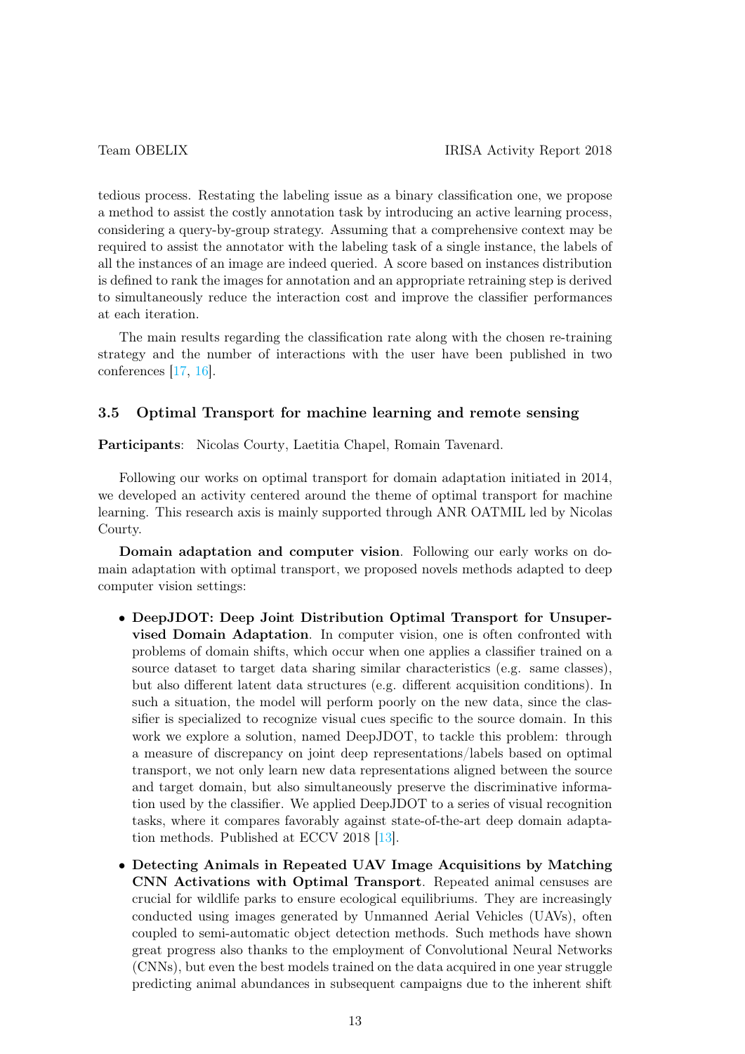tedious process. Restating the labeling issue as a binary classification one, we propose a method to assist the costly annotation task by introducing an active learning process, considering a query-by-group strategy. Assuming that a comprehensive context may be required to assist the annotator with the labeling task of a single instance, the labels of all the instances of an image are indeed queried. A score based on instances distribution is defined to rank the images for annotation and an appropriate retraining step is derived to simultaneously reduce the interaction cost and improve the classifier performances at each iteration.

The main results regarding the classification rate along with the chosen re-training strategy and the number of interactions with the user have been published in two conferences [17, 16].

### 3.5 Optimal Transport for machine learning and remote sensing

**Participants**: Nicolas Courty, Laetitia Chapel, Romain Tavenard.

Following our works on optimal transport for domain adaptation initiated in 2014, we developed an activity centered around the theme of optimal transport for machine learning. This research axis is mainly supported through ANR OATMIL led by Nicolas Courty.

**Domain adaptation and computer vision**. Following our early works on domain adaptation with optimal transport, we proposed novels methods adapted to deep computer vision settings:

- **DeepJDOT: Deep Joint Distribution Optimal Transport for Unsupervised Domain Adaptation**. In computer vision, one is often confronted with problems of domain shifts, which occur when one applies a classifier trained on a source dataset to target data sharing similar characteristics (e.g. same classes), but also different latent data structures (e.g. different acquisition conditions). In such a situation, the model will perform poorly on the new data, since the classifier is specialized to recognize visual cues specific to the source domain. In this work we explore a solution, named DeepJDOT, to tackle this problem: through a measure of discrepancy on joint deep representations/labels based on optimal transport, we not only learn new data representations aligned between the source and target domain, but also simultaneously preserve the discriminative information used by the classifier. We applied DeepJDOT to a series of visual recognition tasks, where it compares favorably against state-of-the-art deep domain adaptation methods. Published at ECCV 2018 [13].
- **Detecting Animals in Repeated UAV Image Acquisitions by Matching CNN Activations with Optimal Transport**. Repeated animal censuses are crucial for wildlife parks to ensure ecological equilibriums. They are increasingly conducted using images generated by Unmanned Aerial Vehicles (UAVs), often coupled to semi-automatic object detection methods. Such methods have shown great progress also thanks to the employment of Convolutional Neural Networks (CNNs), but even the best models trained on the data acquired in one year struggle predicting animal abundances in subsequent campaigns due to the inherent shift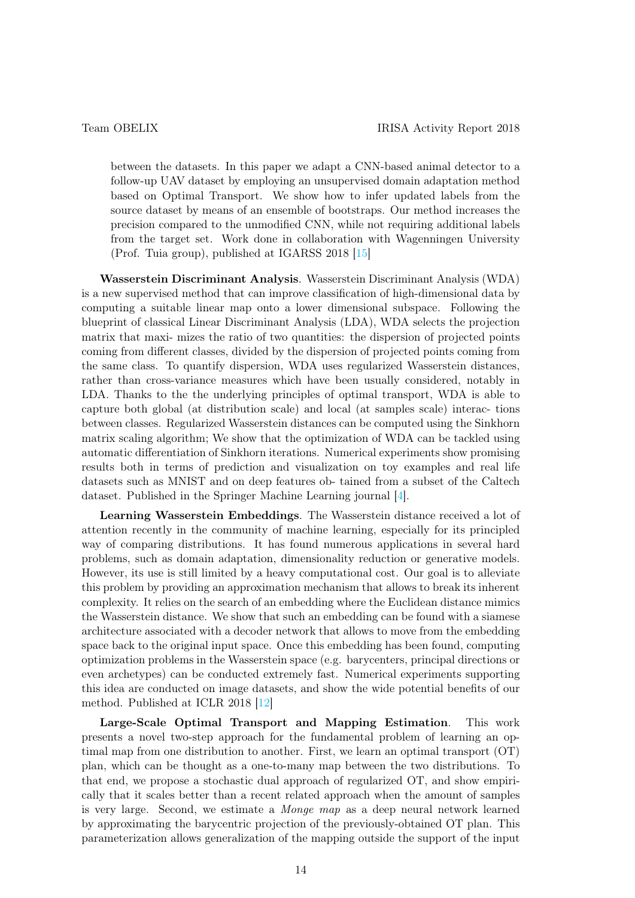between the datasets. In this paper we adapt a CNN-based animal detector to a follow-up UAV dataset by employing an unsupervised domain adaptation method based on Optimal Transport. We show how to infer updated labels from the source dataset by means of an ensemble of bootstraps. Our method increases the precision compared to the unmodified CNN, while not requiring additional labels from the target set. Work done in collaboration with Wagenningen University (Prof. Tuia group), published at IGARSS 2018 [15]

**Wasserstein Discriminant Analysis**. Wasserstein Discriminant Analysis (WDA) is a new supervised method that can improve classification of high-dimensional data by computing a suitable linear map onto a lower dimensional subspace. Following the blueprint of classical Linear Discriminant Analysis (LDA), WDA selects the projection matrix that maxi- mizes the ratio of two quantities: the dispersion of projected points coming from different classes, divided by the dispersion of projected points coming from the same class. To quantify dispersion, WDA uses regularized Wasserstein distances, rather than cross-variance measures which have been usually considered, notably in LDA. Thanks to the the underlying principles of optimal transport, WDA is able to capture both global (at distribution scale) and local (at samples scale) interac- tions between classes. Regularized Wasserstein distances can be computed using the Sinkhorn matrix scaling algorithm; We show that the optimization of WDA can be tackled using automatic differentiation of Sinkhorn iterations. Numerical experiments show promising results both in terms of prediction and visualization on toy examples and real life datasets such as MNIST and on deep features ob- tained from a subset of the Caltech dataset. Published in the Springer Machine Learning journal [4].

**Learning Wasserstein Embeddings**. The Wasserstein distance received a lot of attention recently in the community of machine learning, especially for its principled way of comparing distributions. It has found numerous applications in several hard problems, such as domain adaptation, dimensionality reduction or generative models. However, its use is still limited by a heavy computational cost. Our goal is to alleviate this problem by providing an approximation mechanism that allows to break its inherent complexity. It relies on the search of an embedding where the Euclidean distance mimics the Wasserstein distance. We show that such an embedding can be found with a siamese architecture associated with a decoder network that allows to move from the embedding space back to the original input space. Once this embedding has been found, computing optimization problems in the Wasserstein space (e.g. barycenters, principal directions or even archetypes) can be conducted extremely fast. Numerical experiments supporting this idea are conducted on image datasets, and show the wide potential benefits of our method. Published at ICLR 2018 [12]

**Large-Scale Optimal Transport and Mapping Estimation**. This work presents a novel two-step approach for the fundamental problem of learning an optimal map from one distribution to another. First, we learn an optimal transport (OT) plan, which can be thought as a one-to-many map between the two distributions. To that end, we propose a stochastic dual approach of regularized OT, and show empirically that it scales better than a recent related approach when the amount of samples is very large. Second, we estimate a *Monge map* as a deep neural network learned by approximating the barycentric projection of the previously-obtained OT plan. This parameterization allows generalization of the mapping outside the support of the input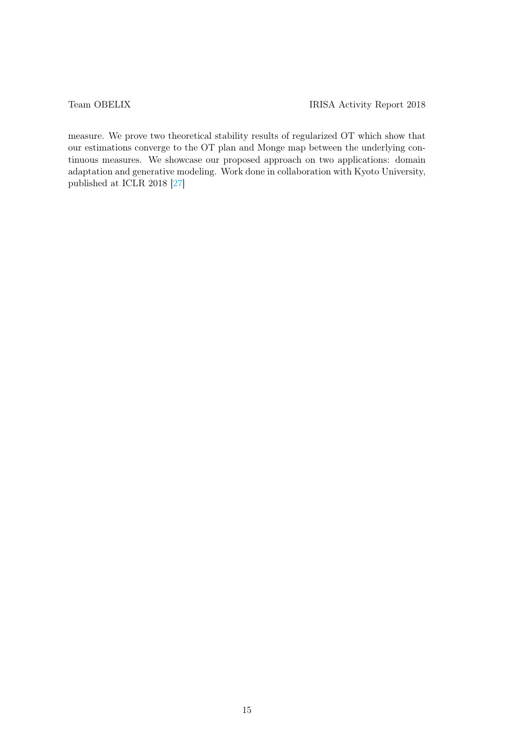measure. We prove two theoretical stability results of regularized OT which show that our estimations converge to the OT plan and Monge map between the underlying continuous measures. We showcase our proposed approach on two applications: domain adaptation and generative modeling. Work done in collaboration with Kyoto University, published at ICLR 2018 [27]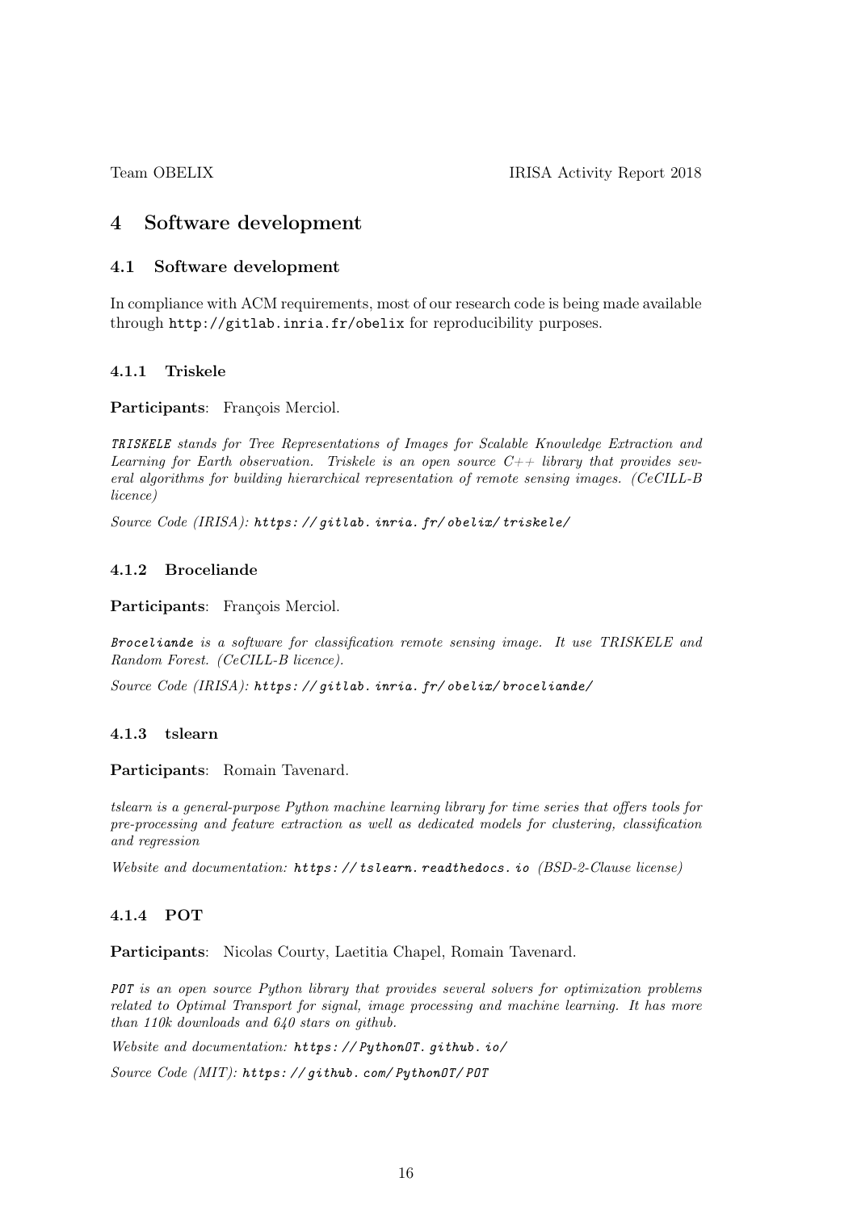# 4 Software development

## 4.1 Software development

In compliance with ACM requirements, most of our research code is being made available through `http://gitlab.inria.fr/obelix` for reproducibility purposes.

### 4.1.1 Triskele

**Participants**: François Merciol.

*`TRISKELE` stands for Tree Representations of Images for Scalable Knowledge Extraction and Learning for Earth observation. Triskele is an open source C++ library that provides several algorithms for building hierarchical representation of remote sensing images. (CeCILL-B licence)*

*Source Code (IRISA):* ***https://gitlab.inria.fr/obelix/triskele/***

### 4.1.2 Broceliande

**Participants**: François Merciol.

*`Broceliande` is a software for classification remote sensing image. It use TRISKELE and Random Forest. (CeCILL-B licence).*

*Source Code (IRISA):* ***https://gitlab.inria.fr/obelix/broceliande/***

### 4.1.3 tslearn

**Participants**: Romain Tavenard.

*tslearn is a general-purpose Python machine learning library for time series that offers tools for pre-processing and feature extraction as well as dedicated models for clustering, classification and regression*

*Website and documentation:* ***https://tslearn.readthedocs.io*** *(BSD-2-Clause license)*

### 4.1.4 POT

**Participants**: Nicolas Courty, Laetitia Chapel, Romain Tavenard.

*`POT` is an open source Python library that provides several solvers for optimization problems related to Optimal Transport for signal, image processing and machine learning. It has more than 110k downloads and 640 stars on github.*

*Website and documentation:* ***https://PythonOT.github.io/***

*Source Code (MIT):* ***https://github.com/PythonOT/POT***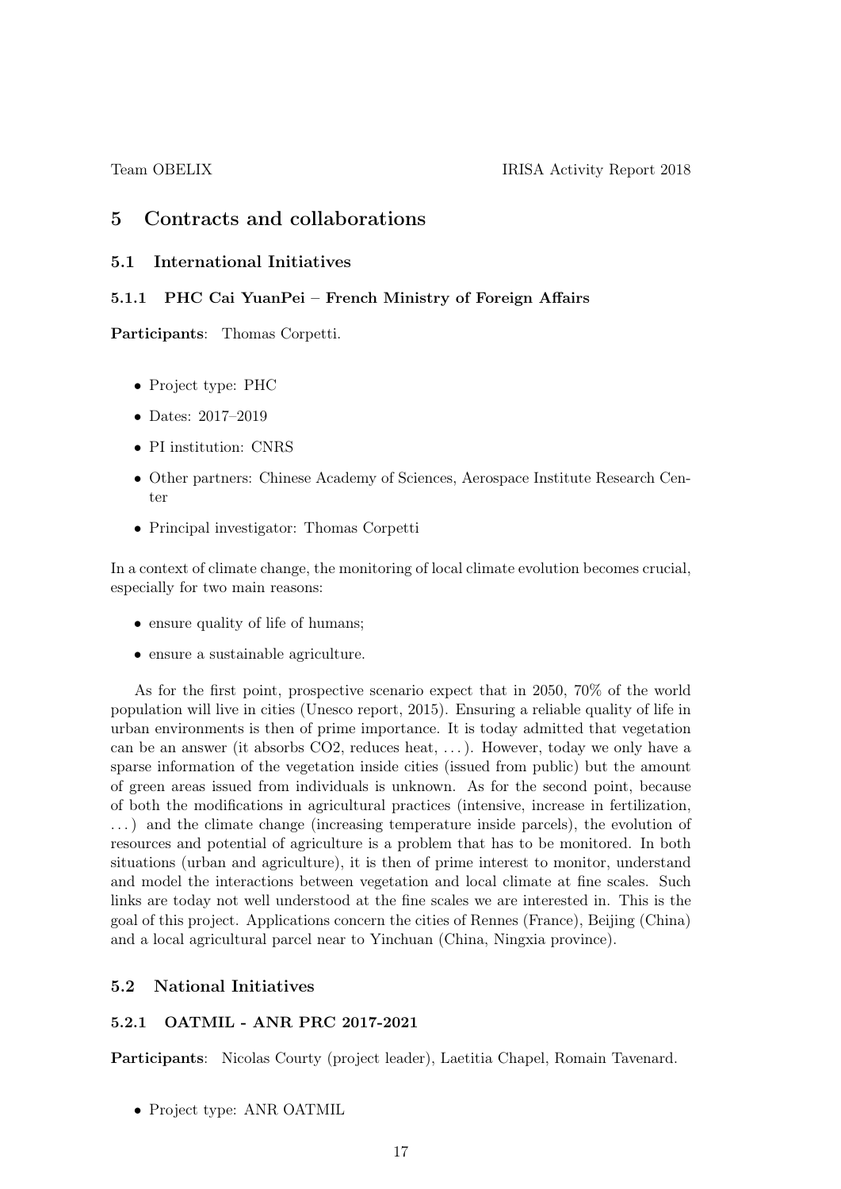## 5 Contracts and collaborations

### 5.1 International Initiatives

#### 5.1.1 PHC Cai YuanPei – French Ministry of Foreign Affairs

**Participants**: Thomas Corpetti.

- Project type: PHC
- Dates: 2017–2019
- PI institution: CNRS
- Other partners: Chinese Academy of Sciences, Aerospace Institute Research Center
- Principal investigator: Thomas Corpetti

In a context of climate change, the monitoring of local climate evolution becomes crucial, especially for two main reasons:

- ensure quality of life of humans;
- ensure a sustainable agriculture.

As for the first point, prospective scenario expect that in 2050, 70% of the world population will live in cities (Unesco report, 2015). Ensuring a reliable quality of life in urban environments is then of prime importance. It is today admitted that vegetation can be an answer (it absorbs $CO_2$, reduces heat, ...). However, today we only have a sparse information of the vegetation inside cities (issued from public) but the amount of green areas issued from individuals is unknown. As for the second point, because of both the modifications in agricultural practices (intensive, increase in fertilization, ...) and the climate change (increasing temperature inside parcels), the evolution of resources and potential of agriculture is a problem that has to be monitored. In both situations (urban and agriculture), it is then of prime interest to monitor, understand and model the interactions between vegetation and local climate at fine scales. Such links are today not well understood at the fine scales we are interested in. This is the goal of this project. Applications concern the cities of Rennes (France), Beijing (China) and a local agricultural parcel near to Yinchuan (China, Ningxia province).

### 5.2 National Initiatives

#### 5.2.1 OATMIL - ANR PRC 2017-2021

**Participants**: Nicolas Courty (project leader), Laetitia Chapel, Romain Tavenard.

- Project type: ANR OATMIL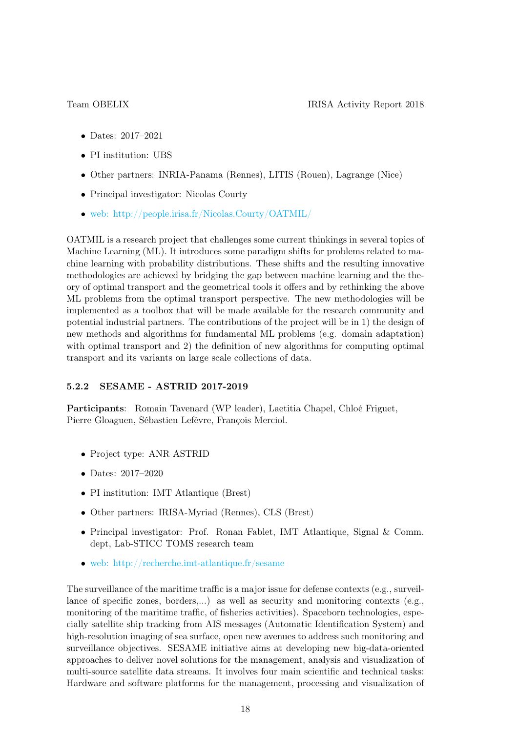- Dates: 2017–2021
- PI institution: UBS
- Other partners: INRIA-Panama (Rennes), LITIS (Rouen), Lagrange (Nice)
- Principal investigator: Nicolas Courty
- web: http://people.irisa.fr/Nicolas.Courty/OATMIL/

OATMIL is a research project that challenges some current thinkings in several topics of Machine Learning (ML). It introduces some paradigm shifts for problems related to machine learning with probability distributions. These shifts and the resulting innovative methodologies are achieved by bridging the gap between machine learning and the theory of optimal transport and the geometrical tools it offers and by rethinking the above ML problems from the optimal transport perspective. The new methodologies will be implemented as a toolbox that will be made available for the research community and potential industrial partners. The contributions of the project will be in 1) the design of new methods and algorithms for fundamental ML problems (e.g. domain adaptation) with optimal transport and 2) the definition of new algorithms for computing optimal transport and its variants on large scale collections of data.

#### 5.2.2 SESAME - ASTRID 2017-2019

**Participants**: Romain Tavenard (WP leader), Laetitia Chapel, Chloé Friguet, Pierre Gloaguen, Sébastien Lefèvre, François Merciol.

- Project type: ANR ASTRID
- Dates: 2017–2020
- PI institution: IMT Atlantique (Brest)
- Other partners: IRISA-Myriad (Rennes), CLS (Brest)
- Principal investigator: Prof. Ronan Fablet, IMT Atlantique, Signal & Comm. dept, Lab-STICC TOMS research team
- web: http://recherche.imt-atlantique.fr/sesame

The surveillance of the maritime traffic is a major issue for defense contexts (e.g., surveillance of specific zones, borders,...) as well as security and monitoring contexts (e.g., monitoring of the maritime traffic, of fisheries activities). Spaceborn technologies, especially satellite ship tracking from AIS messages (Automatic Identification System) and high-resolution imaging of sea surface, open new avenues to address such monitoring and surveillance objectives. SESAME initiative aims at developing new big-data-oriented approaches to deliver novel solutions for the management, analysis and visualization of multi-source satellite data streams. It involves four main scientific and technical tasks: Hardware and software platforms for the management, processing and visualization of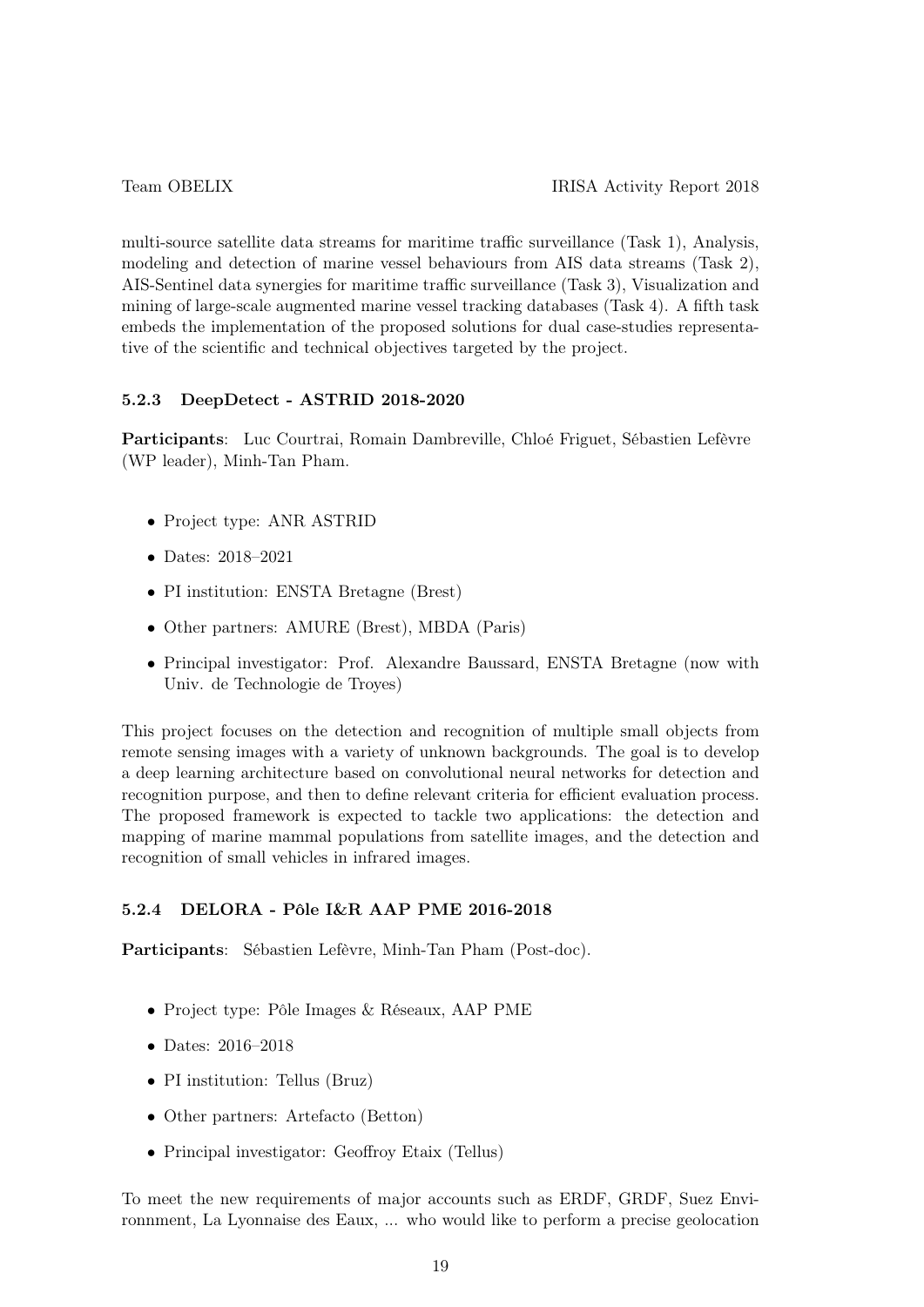multi-source satellite data streams for maritime traffic surveillance (Task 1), Analysis, modeling and detection of marine vessel behaviours from AIS data streams (Task 2), AIS-Sentinel data synergies for maritime traffic surveillance (Task 3), Visualization and mining of large-scale augmented marine vessel tracking databases (Task 4). A fifth task embeds the implementation of the proposed solutions for dual case-studies representative of the scientific and technical objectives targeted by the project.

### 5.2.3 DeepDetect - ASTRID 2018-2020

**Participants**: Luc Courtrai, Romain Dambreville, Chloé Friguet, Sébastien Lefèvre (WP leader), Minh-Tan Pham.

- Project type: ANR ASTRID
- Dates: 2018–2021
- PI institution: ENSTA Bretagne (Brest)
- Other partners: AMURE (Brest), MBDA (Paris)
- Principal investigator: Prof. Alexandre Baussard, ENSTA Bretagne (now with Univ. de Technologie de Troyes)

This project focuses on the detection and recognition of multiple small objects from remote sensing images with a variety of unknown backgrounds. The goal is to develop a deep learning architecture based on convolutional neural networks for detection and recognition purpose, and then to define relevant criteria for efficient evaluation process. The proposed framework is expected to tackle two applications: the detection and mapping of marine mammal populations from satellite images, and the detection and recognition of small vehicles in infrared images.

### 5.2.4 DELORA - Pôle I&R AAP PME 2016-2018

**Participants**: Sébastien Lefèvre, Minh-Tan Pham (Post-doc).

- Project type: Pôle Images & Réseaux, AAP PME
- Dates: 2016–2018
- PI institution: Tellus (Bruz)
- Other partners: Artefacto (Betton)
- Principal investigator: Geoffroy Etaix (Tellus)

To meet the new requirements of major accounts such as ERDF, GRDF, Suez Environnment, La Lyonnaise des Eaux, ... who would like to perform a precise geolocation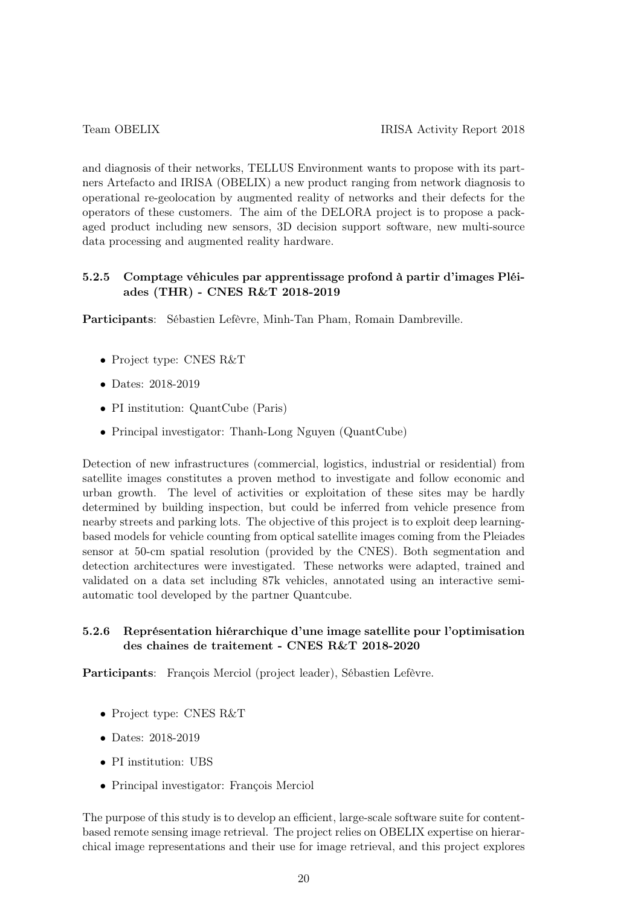and diagnosis of their networks, TELLUS Environment wants to propose with its partners Artefacto and IRISA (OBELIX) a new product ranging from network diagnosis to operational re-geolocation by augmented reality of networks and their defects for the operators of these customers. The aim of the DELORA project is to propose a packaged product including new sensors, 3D decision support software, new multi-source data processing and augmented reality hardware.

### 5.2.5 Comptage véhicules par apprentissage profond à partir d'images Pléiades (THR) - CNES R&T 2018-2019

**Participants**: Sébastien Lefèvre, Minh-Tan Pham, Romain Dambreville.

- Project type: CNES R&T
- Dates: 2018-2019
- PI institution: QuantCube (Paris)
- Principal investigator: Thanh-Long Nguyen (QuantCube)

Detection of new infrastructures (commercial, logistics, industrial or residential) from satellite images constitutes a proven method to investigate and follow economic and urban growth. The level of activities or exploitation of these sites may be hardly determined by building inspection, but could be inferred from vehicle presence from nearby streets and parking lots. The objective of this project is to exploit deep learning-based models for vehicle counting from optical satellite images coming from the Pleiades sensor at 50-cm spatial resolution (provided by the CNES). Both segmentation and detection architectures were investigated. These networks were adapted, trained and validated on a data set including 87k vehicles, annotated using an interactive semi-automatic tool developed by the partner Quantcube.

### 5.2.6 Représentation hiérarchique d'une image satellite pour l'optimisation des chaines de traitement - CNES R&T 2018-2020

**Participants**: François Merciol (project leader), Sébastien Lefèvre.

- Project type: CNES R&T
- Dates: 2018-2019
- PI institution: UBS
- Principal investigator: François Merciol

The purpose of this study is to develop an efficient, large-scale software suite for content-based remote sensing image retrieval. The project relies on OBELIX expertise on hierarchical image representations and their use for image retrieval, and this project explores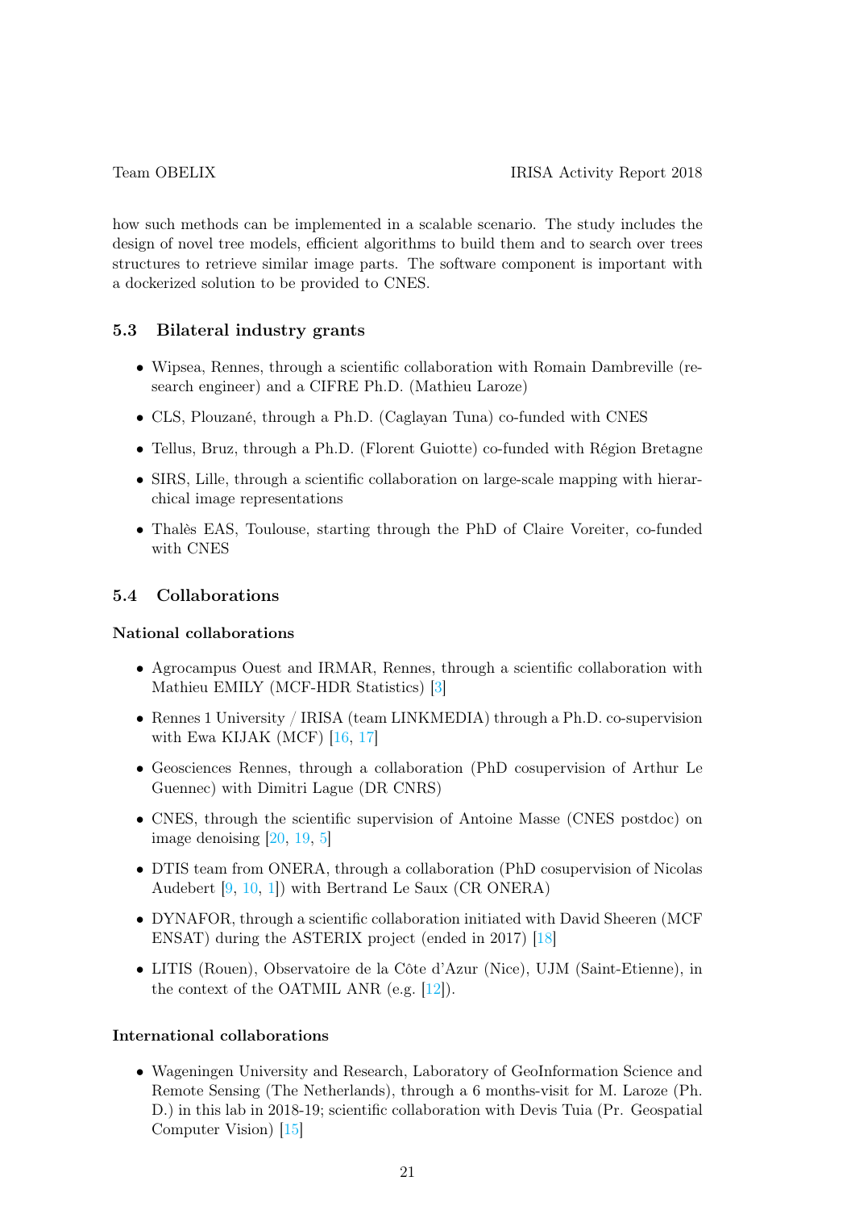how such methods can be implemented in a scalable scenario. The study includes the design of novel tree models, efficient algorithms to build them and to search over trees structures to retrieve similar image parts. The software component is important with a dockerized solution to be provided to CNES.

### 5.3 Bilateral industry grants

- Wipsea, Rennes, through a scientific collaboration with Romain Dambreville (research engineer) and a CIFRE Ph.D. (Mathieu Laroze)
- CLS, Plouzané, through a Ph.D. (Caglayan Tuna) co-funded with CNES
- Tellus, Bruz, through a Ph.D. (Florent Guiotte) co-funded with Région Bretagne
- SIRS, Lille, through a scientific collaboration on large-scale mapping with hierarchical image representations
- Thalès EAS, Toulouse, starting through the PhD of Claire Voreiter, co-funded with CNES

### 5.4 Collaborations

#### National collaborations

- Agrocampus Ouest and IRMAR, Rennes, through a scientific collaboration with Mathieu EMILY (MCF-HDR Statistics) [3]
- Rennes 1 University / IRISA (team LINKMEDIA) through a Ph.D. co-supervision with Ewa KIJAK (MCF) [16, 17]
- Geosciences Rennes, through a collaboration (PhD cosupervision of Arthur Le Guennec) with Dimitri Lague (DR CNRS)
- CNES, through the scientific supervision of Antoine Masse (CNES postdoc) on image denoising [20, 19, 5]
- DTIS team from ONERA, through a collaboration (PhD cosupervision of Nicolas Audebert [9, 10, 1]) with Bertrand Le Saux (CR ONERA)
- DYNAFOR, through a scientific collaboration initiated with David Sheeren (MCF ENSAT) during the ASTERIX project (ended in 2017) [18]
- LITIS (Rouen), Observatoire de la Côte d'Azur (Nice), UJM (Saint-Etienne), in the context of the OATMIL ANR (e.g. [12]).

#### International collaborations

- Wageningen University and Research, Laboratory of GeoInformation Science and Remote Sensing (The Netherlands), through a 6 months-visit for M. Laroze (Ph. D.) in this lab in 2018-19; scientific collaboration with Devis Tuia (Pr. Geospatial Computer Vision) [15]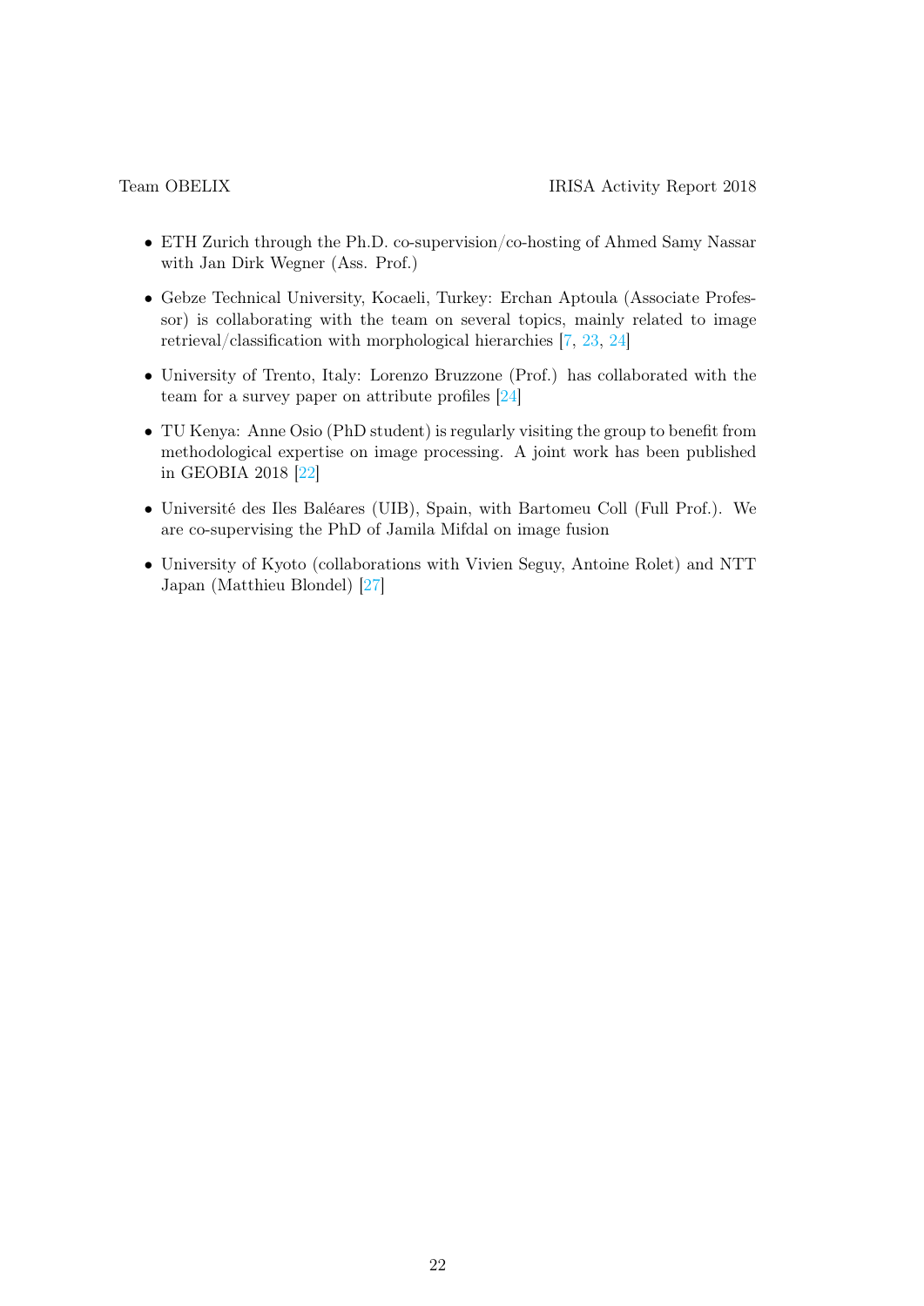- ETH Zurich through the Ph.D. co-supervision/co-hosting of Ahmed Samy Nassar with Jan Dirk Wegner (Ass. Prof.)
- Gebze Technical University, Kocaeli, Turkey: Erchan Aptoula (Associate Professor) is collaborating with the team on several topics, mainly related to image retrieval/classification with morphological hierarchies [7, 23, 24]
- University of Trento, Italy: Lorenzo Bruzzone (Prof.) has collaborated with the team for a survey paper on attribute profiles [24]
- TU Kenya: Anne Osio (PhD student) is regularly visiting the group to benefit from methodological expertise on image processing. A joint work has been published in GEOBIA 2018 [22]
- Université des Iles Baléares (UIB), Spain, with Bartomeu Coll (Full Prof.). We are co-supervising the PhD of Jamila Mifdal on image fusion
- University of Kyoto (collaborations with Vivien Seguy, Antoine Rolet) and NTT Japan (Matthieu Blondel) [27]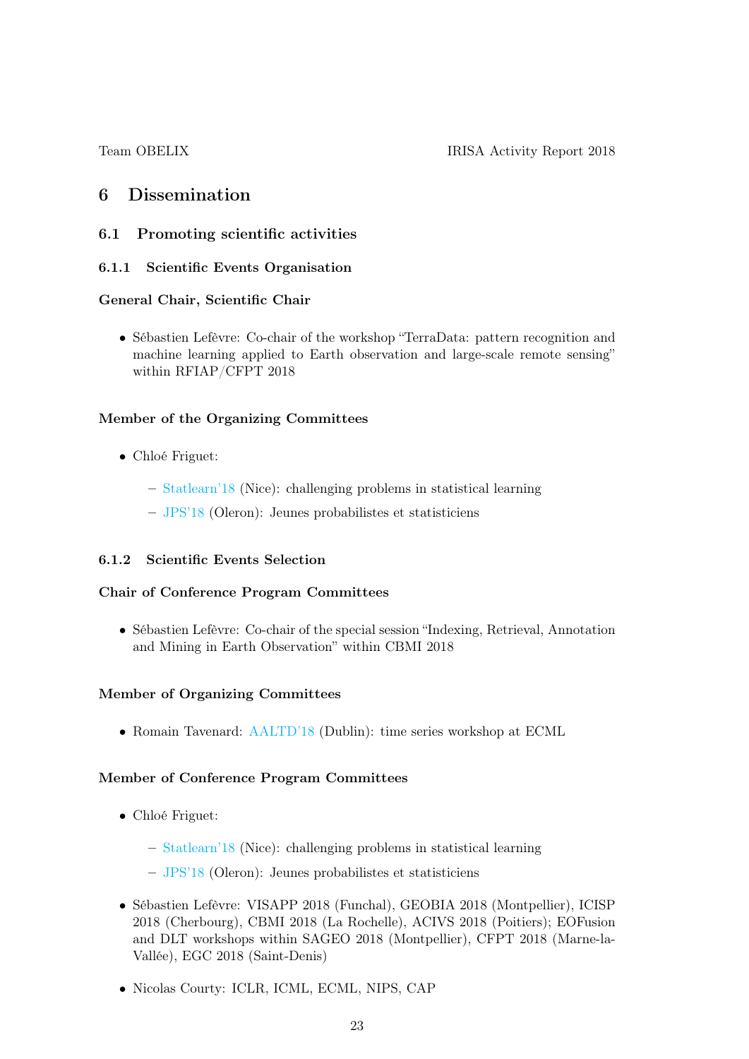# 6 Dissemination

## 6.1 Promoting scientific activities

### 6.1.1 Scientific Events Organisation

**General Chair, Scientific Chair**

- Sébastien Lefèvre: Co-chair of the workshop "TerraData: pattern recognition and machine learning applied to Earth observation and large-scale remote sensing" within RFIAP/CFPT 2018

**Member of the Organizing Committees**

- Chloé Friguet:
  - Statlearn'18 (Nice): challenging problems in statistical learning
  - JPS'18 (Oleron): Jeunes probabilistes et statisticiens

### 6.1.2 Scientific Events Selection

**Chair of Conference Program Committees**

- Sébastien Lefèvre: Co-chair of the special session "Indexing, Retrieval, Annotation and Mining in Earth Observation" within CBMI 2018

**Member of Organizing Committees**

- Romain Tavenard: AALTD'18 (Dublin): time series workshop at ECML

**Member of Conference Program Committees**

- Chloé Friguet:
  - Statlearn'18 (Nice): challenging problems in statistical learning
  - JPS'18 (Oleron): Jeunes probabilistes et statisticiens
- Sébastien Lefèvre: VISAPP 2018 (Funchal), GEOBIA 2018 (Montpellier), ICISP 2018 (Cherbourg), CBMI 2018 (La Rochelle), ACIVS 2018 (Poitiers); EOFusion and DLT workshops within SAGEO 2018 (Montpellier), CFPT 2018 (Marne-la-Vallée), EGC 2018 (Saint-Denis)
- Nicolas Courty: ICLR, ICML, ECML, NIPS, CAP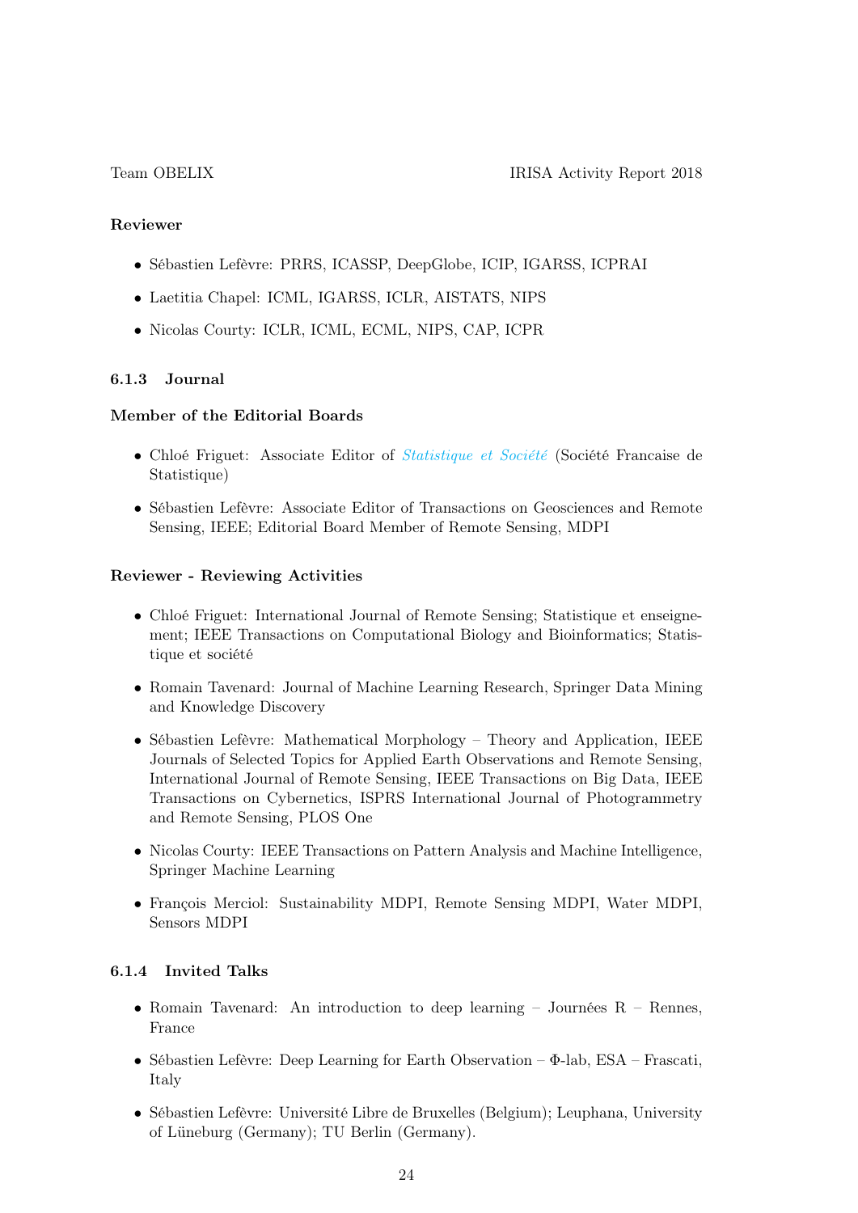**Reviewer**

- Sébastien Lefèvre: PRRS, ICASSP, DeepGlobe, ICIP, IGARSS, ICPRAI
- Laetitia Chapel: ICML, IGARSS, ICLR, AISTATS, NIPS
- Nicolas Courty: ICLR, ICML, ECML, NIPS, CAP, ICPR

### 6.1.3 Journal

**Member of the Editorial Boards**

- Chloé Friguet: Associate Editor of *Statistique et Société* (Société Francaise de Statistique)
- Sébastien Lefèvre: Associate Editor of Transactions on Geosciences and Remote Sensing, IEEE; Editorial Board Member of Remote Sensing, MDPI

**Reviewer - Reviewing Activities**

- Chloé Friguet: International Journal of Remote Sensing; Statistique et enseignement; IEEE Transactions on Computational Biology and Bioinformatics; Statistique et société
- Romain Tavenard: Journal of Machine Learning Research, Springer Data Mining and Knowledge Discovery
- Sébastien Lefèvre: Mathematical Morphology – Theory and Application, IEEE Journals of Selected Topics for Applied Earth Observations and Remote Sensing, International Journal of Remote Sensing, IEEE Transactions on Big Data, IEEE Transactions on Cybernetics, ISPRS International Journal of Photogrammetry and Remote Sensing, PLOS One
- Nicolas Courty: IEEE Transactions on Pattern Analysis and Machine Intelligence, Springer Machine Learning
- François Merciol: Sustainability MDPI, Remote Sensing MDPI, Water MDPI, Sensors MDPI

### 6.1.4 Invited Talks

- Romain Tavenard: An introduction to deep learning – Journées R – Rennes, France
- Sébastien Lefèvre: Deep Learning for Earth Observation – Φ-lab, ESA – Frascati, Italy
- Sébastien Lefèvre: Université Libre de Bruxelles (Belgium); Leuphana, University of Lüneburg (Germany); TU Berlin (Germany).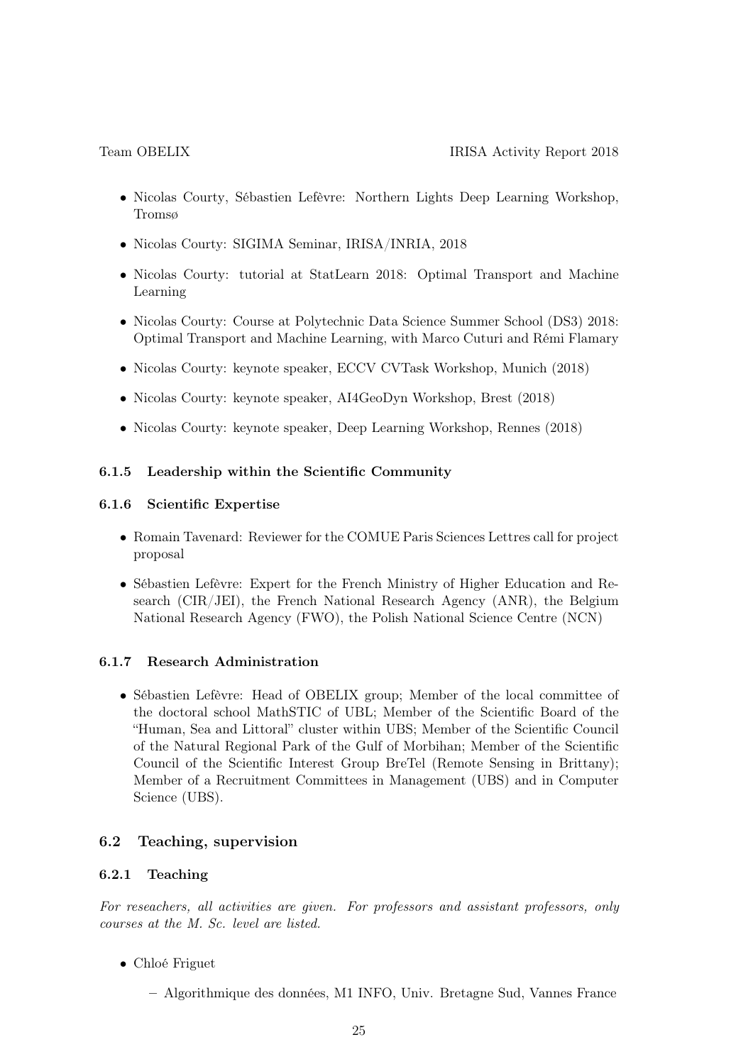- Nicolas Courty, Sébastien Lefèvre: Northern Lights Deep Learning Workshop, Tromsø
- Nicolas Courty: SIGIMA Seminar, IRISA/INRIA, 2018
- Nicolas Courty: tutorial at StatLearn 2018: Optimal Transport and Machine Learning
- Nicolas Courty: Course at Polytechnic Data Science Summer School (DS3) 2018: Optimal Transport and Machine Learning, with Marco Cuturi and Rémi Flamary
- Nicolas Courty: keynote speaker, ECCV CVTask Workshop, Munich (2018)
- Nicolas Courty: keynote speaker, AI4GeoDyn Workshop, Brest (2018)
- Nicolas Courty: keynote speaker, Deep Learning Workshop, Rennes (2018)

#### 6.1.5 Leadership within the Scientific Community

#### 6.1.6 Scientific Expertise

- Romain Tavenard: Reviewer for the COMUE Paris Sciences Lettres call for project proposal
- Sébastien Lefèvre: Expert for the French Ministry of Higher Education and Research (CIR/JEI), the French National Research Agency (ANR), the Belgium National Research Agency (FWO), the Polish National Science Centre (NCN)

#### 6.1.7 Research Administration

- Sébastien Lefèvre: Head of OBELIX group; Member of the local committee of the doctoral school MathSTIC of UBL; Member of the Scientific Board of the "Human, Sea and Littoral" cluster within UBS; Member of the Scientific Council of the Natural Regional Park of the Gulf of Morbihan; Member of the Scientific Council of the Scientific Interest Group BreTel (Remote Sensing in Brittany); Member of a Recruitment Committees in Management (UBS) and in Computer Science (UBS).

### 6.2 Teaching, supervision

#### 6.2.1 Teaching

*For reseachers, all activities are given. For professors and assistant professors, only courses at the M. Sc. level are listed.*

- Chloé Friguet
  - Algorithmique des données, M1 INFO, Univ. Bretagne Sud, Vannes France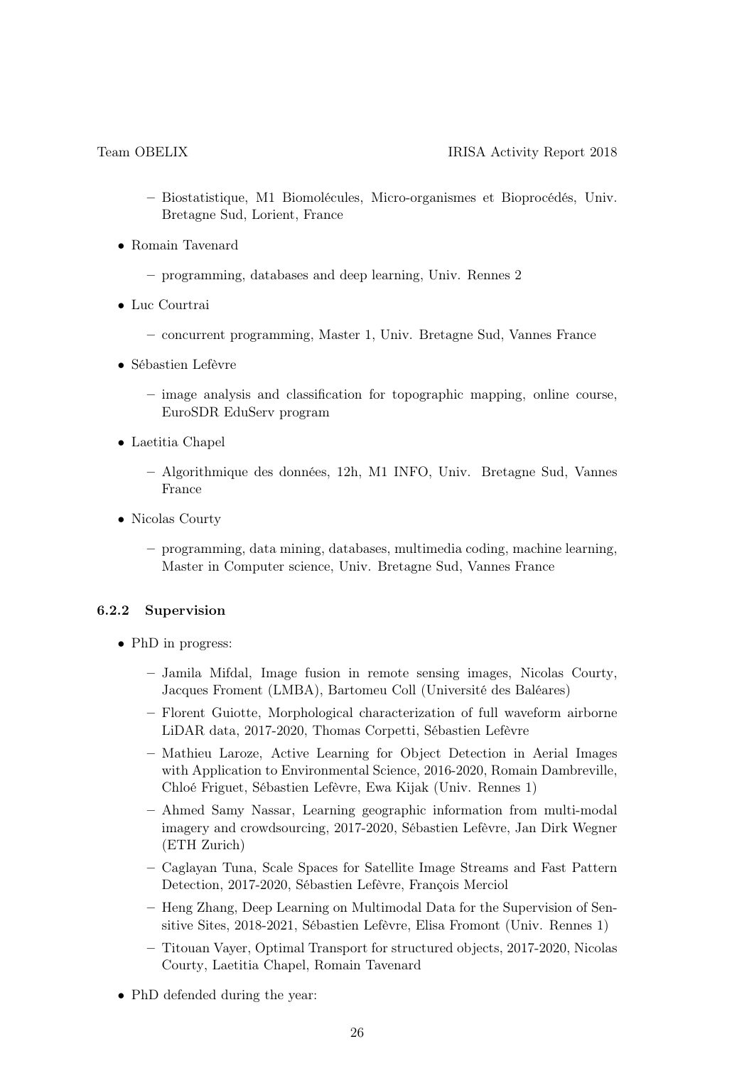- Biostatistique, M1 Biomolécules, Micro-organismes et Bioprocédés, Univ. Bretagne Sud, Lorient, France

- Romain Tavenard
  - programming, databases and deep learning, Univ. Rennes 2
- Luc Courtrai
  - concurrent programming, Master 1, Univ. Bretagne Sud, Vannes France
- Sébastien Lefèvre
  - image analysis and classification for topographic mapping, online course, EuroSDR EduServ program
- Laetitia Chapel
  - Algorithmique des données, 12h, M1 INFO, Univ. Bretagne Sud, Vannes France
- Nicolas Courty
  - programming, data mining, databases, multimedia coding, machine learning, Master in Computer science, Univ. Bretagne Sud, Vannes France

### 6.2.2 Supervision

- PhD in progress:
  - Jamila Mifdal, Image fusion in remote sensing images, Nicolas Courty, Jacques Froment (LMBA), Bartomeu Coll (Université des Baléares)
  - Florent Guiotte, Morphological characterization of full waveform airborne LiDAR data, 2017-2020, Thomas Corpetti, Sébastien Lefèvre
  - Mathieu Laroze, Active Learning for Object Detection in Aerial Images with Application to Environmental Science, 2016-2020, Romain Dambreville, Chloé Friguet, Sébastien Lefèvre, Ewa Kijak (Univ. Rennes 1)
  - Ahmed Samy Nassar, Learning geographic information from multi-modal imagery and crowdsourcing, 2017-2020, Sébastien Lefèvre, Jan Dirk Wegner (ETH Zurich)
  - Caglayan Tuna, Scale Spaces for Satellite Image Streams and Fast Pattern Detection, 2017-2020, Sébastien Lefèvre, François Merciol
  - Heng Zhang, Deep Learning on Multimodal Data for the Supervision of Sensitive Sites, 2018-2021, Sébastien Lefèvre, Elisa Fromont (Univ. Rennes 1)
  - Titouan Vayer, Optimal Transport for structured objects, 2017-2020, Nicolas Courty, Laetitia Chapel, Romain Tavenard
- PhD defended during the year: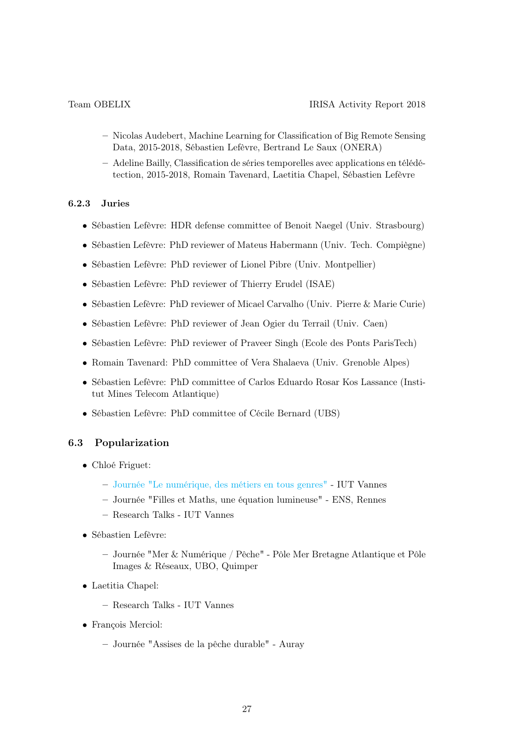- Nicolas Audebert, Machine Learning for Classification of Big Remote Sensing Data, 2015-2018, Sébastien Lefèvre, Bertrand Le Saux (ONERA)
  - Adeline Bailly, Classification de séries temporelles avec applications en télédétection, 2015-2018, Romain Tavenard, Laetitia Chapel, Sébastien Lefèvre

### 6.2.3 Juries

- Sébastien Lefèvre: HDR defense committee of Benoit Naegel (Univ. Strasbourg)
- Sébastien Lefèvre: PhD reviewer of Mateus Habermann (Univ. Tech. Compiègne)
- Sébastien Lefèvre: PhD reviewer of Lionel Pibre (Univ. Montpellier)
- Sébastien Lefèvre: PhD reviewer of Thierry Erudel (ISAE)
- Sébastien Lefèvre: PhD reviewer of Micael Carvalho (Univ. Pierre & Marie Curie)
- Sébastien Lefèvre: PhD reviewer of Jean Ogier du Terrail (Univ. Caen)
- Sébastien Lefèvre: PhD reviewer of Praveer Singh (Ecole des Ponts ParisTech)
- Romain Tavenard: PhD committee of Vera Shalaeva (Univ. Grenoble Alpes)
- Sébastien Lefèvre: PhD committee of Carlos Eduardo Rosar Kos Lassance (Institut Mines Telecom Atlantique)
- Sébastien Lefèvre: PhD committee of Cécile Bernard (UBS)

## 6.3 Popularization

- Chloé Friguet:
  - Journée "Le numérique, des métiers en tous genres" - IUT Vannes
  - Journée "Filles et Maths, une équation lumineuse" - ENS, Rennes
  - Research Talks - IUT Vannes
- Sébastien Lefèvre:
  - Journée "Mer & Numérique / Pêche" - Pôle Mer Bretagne Atlantique et Pôle Images & Réseaux, UBO, Quimper
- Laetitia Chapel:
  - Research Talks - IUT Vannes
- François Merciol:
  - Journée "Assises de la pêche durable" - Auray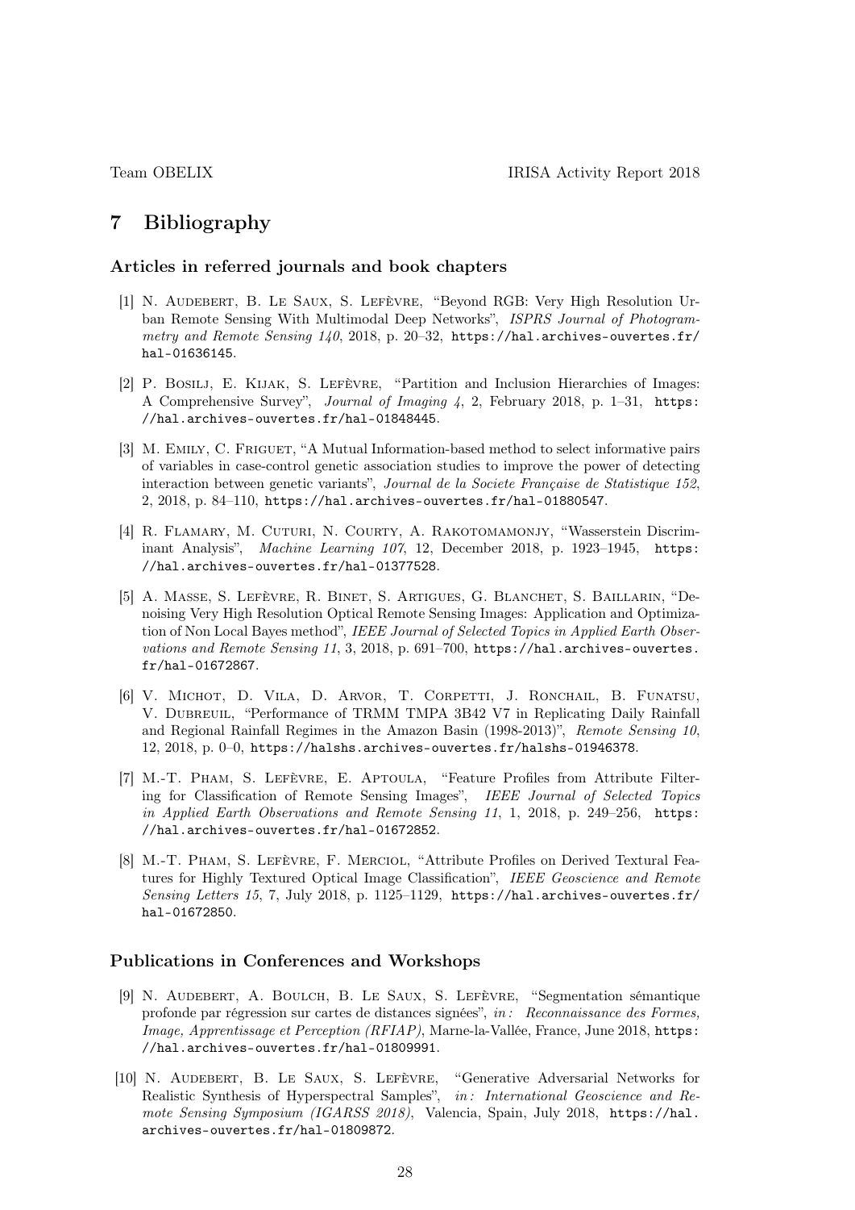# 7 Bibliography

### Articles in referred journals and book chapters

[1] N. Audebert, B. Le Saux, S. Lefèvre, "Beyond RGB: Very High Resolution Urban Remote Sensing With Multimodal Deep Networks", *ISPRS Journal of Photogrammetry and Remote Sensing 140*, 2018, p. 20–32, https://hal.archives-ouvertes.fr/hal-01636145.

[2] P. Bosilj, E. Kijak, S. Lefèvre, "Partition and Inclusion Hierarchies of Images: A Comprehensive Survey", *Journal of Imaging 4*, 2, February 2018, p. 1–31, https://hal.archives-ouvertes.fr/hal-01848445.

[3] M. Emily, C. Friguet, "A Mutual Information-based method to select informative pairs of variables in case-control genetic association studies to improve the power of detecting interaction between genetic variants", *Journal de la Societe Française de Statistique 152*, 2, 2018, p. 84–110, https://hal.archives-ouvertes.fr/hal-01880547.

[4] R. Flamary, M. Cuturi, N. Courty, A. Rakotomamonjy, "Wasserstein Discriminant Analysis", *Machine Learning 107*, 12, December 2018, p. 1923–1945, https://hal.archives-ouvertes.fr/hal-01377528.

[5] A. Masse, S. Lefèvre, R. Binet, S. Artigues, G. Blanchet, S. Baillarin, "Denoising Very High Resolution Optical Remote Sensing Images: Application and Optimization of Non Local Bayes method", *IEEE Journal of Selected Topics in Applied Earth Observations and Remote Sensing 11*, 3, 2018, p. 691–700, https://hal.archives-ouvertes.fr/hal-01672867.

[6] V. Michot, D. Vila, D. Arvor, T. Corpetti, J. Ronchail, B. Funatsu, V. Dubreuil, "Performance of TRMM TMPA 3B42 V7 in Replicating Daily Rainfall and Regional Rainfall Regimes in the Amazon Basin (1998-2013)", *Remote Sensing 10*, 12, 2018, p. 0–0, https://halshs.archives-ouvertes.fr/halshs-01946378.

[7] M.-T. Pham, S. Lefèvre, E. Aptoula, "Feature Profiles from Attribute Filtering for Classification of Remote Sensing Images", *IEEE Journal of Selected Topics in Applied Earth Observations and Remote Sensing 11*, 1, 2018, p. 249–256, https://hal.archives-ouvertes.fr/hal-01672852.

[8] M.-T. Pham, S. Lefèvre, F. Merciol, "Attribute Profiles on Derived Textural Features for Highly Textured Optical Image Classification", *IEEE Geoscience and Remote Sensing Letters 15*, 7, July 2018, p. 1125–1129, https://hal.archives-ouvertes.fr/hal-01672850.

### Publications in Conferences and Workshops

[9] N. Audebert, A. Boulch, B. Le Saux, S. Lefèvre, "Segmentation sémantique profonde par régression sur cartes de distances signées", *in: Reconnaissance des Formes, Image, Apprentissage et Perception (RFIAP)*, Marne-la-Vallée, France, June 2018, https://hal.archives-ouvertes.fr/hal-01809991.

[10] N. Audebert, B. Le Saux, S. Lefèvre, "Generative Adversarial Networks for Realistic Synthesis of Hyperspectral Samples", *in: International Geoscience and Remote Sensing Symposium (IGARSS 2018)*, Valencia, Spain, July 2018, https://hal.archives-ouvertes.fr/hal-01809872.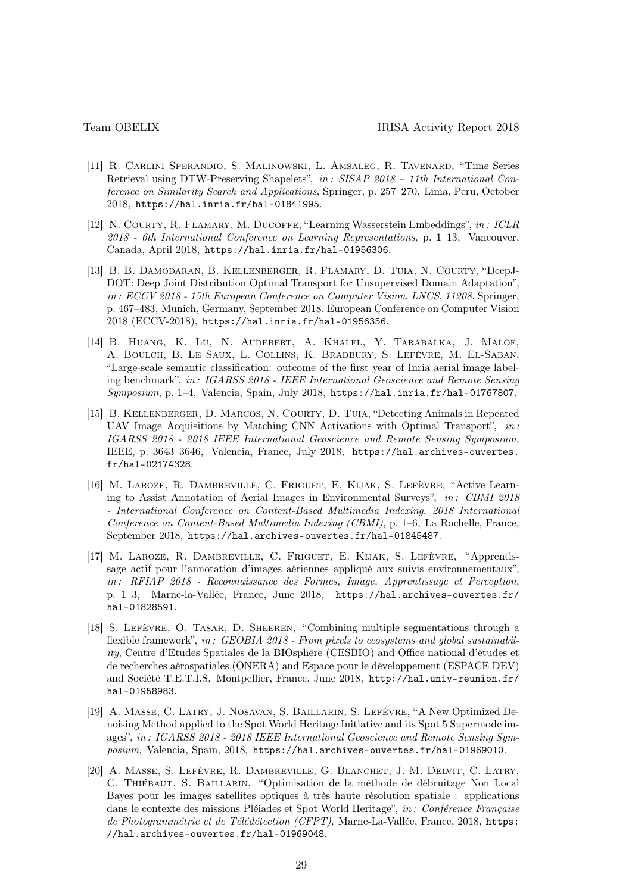[11] R. Carlini Sperandio, S. Malinowski, L. Amsaleg, R. Tavenard, "Time Series Retrieval using DTW-Preserving Shapelets", *in: SISAP 2018 – 11th International Conference on Similarity Search and Applications*, Springer, p. 257–270, Lima, Peru, October 2018, `https://hal.inria.fr/hal-01841995`.

[12] N. Courty, R. Flamary, M. Ducoffe, "Learning Wasserstein Embeddings", *in: ICLR 2018 - 6th International Conference on Learning Representations*, p. 1–13, Vancouver, Canada, April 2018, `https://hal.inria.fr/hal-01956306`.

[13] B. B. Damodaran, B. Kellenberger, R. Flamary, D. Tuia, N. Courty, "DeepJDOT: Deep Joint Distribution Optimal Transport for Unsupervised Domain Adaptation", *in: ECCV 2018 - 15th European Conference on Computer Vision*, *LNCS*, *11208*, Springer, p. 467–483, Munich, Germany, September 2018. European Conference on Computer Vision 2018 (ECCV-2018), `https://hal.inria.fr/hal-01956356`.

[14] B. Huang, K. Lu, N. Audebert, A. Khalel, Y. Tarabalka, J. Malof, A. Boulch, B. Le Saux, L. Collins, K. Bradbury, S. Lefèvre, M. El-Saban, "Large-scale semantic classification: outcome of the first year of Inria aerial image labeling benchmark", *in: IGARSS 2018 - IEEE International Geoscience and Remote Sensing Symposium*, p. 1–4, Valencia, Spain, July 2018, `https://hal.inria.fr/hal-01767807`.

[15] B. Kellenberger, D. Marcos, N. Courty, D. Tuia, "Detecting Animals in Repeated UAV Image Acquisitions by Matching CNN Activations with Optimal Transport", *in: IGARSS 2018 - 2018 IEEE International Geoscience and Remote Sensing Symposium*, IEEE, p. 3643–3646, Valencia, France, July 2018, `https://hal.archives-ouvertes.fr/hal-02174328`.

[16] M. Laroze, R. Dambreville, C. Friguet, E. Kijak, S. Lefèvre, "Active Learning to Assist Annotation of Aerial Images in Environmental Surveys", *in: CBMI 2018 - International Conference on Content-Based Multimedia Indexing*, *2018 International Conference on Content-Based Multimedia Indexing (CBMI)*, p. 1–6, La Rochelle, France, September 2018, `https://hal.archives-ouvertes.fr/hal-01845487`.

[17] M. Laroze, R. Dambreville, C. Friguet, E. Kijak, S. Lefèvre, "Apprentissage actif pour l'annotation d'images aériennes appliqué aux suivis environnementaux", *in: RFIAP 2018 - Reconnaissance des Formes, Image, Apprentissage et Perception*, p. 1–3, Marne-la-Vallée, France, June 2018, `https://hal.archives-ouvertes.fr/hal-01828591`.

[18] S. Lefèvre, O. Tasar, D. Sheeren, "Combining multiple segmentations through a flexible framework", *in: GEOBIA 2018 - From pixels to ecosystems and global sustainability*, Centre d'Etudes Spatiales de la BIOsphère (CESBIO) and Office national d'études et de recherches aérospatiales (ONERA) and Espace pour le développement (ESPACE DEV) and Société T.E.T.I.S, Montpellier, France, June 2018, `http://hal.univ-reunion.fr/hal-01958983`.

[19] A. Masse, C. Latry, J. Nosavan, S. Baillarin, S. Lefèvre, "A New Optimized Denoising Method applied to the Spot World Heritage Initiative and its Spot 5 Supermode images", *in: IGARSS 2018 - 2018 IEEE International Geoscience and Remote Sensing Symposium*, Valencia, Spain, 2018, `https://hal.archives-ouvertes.fr/hal-01969010`.

[20] A. Masse, S. Lefèvre, R. Dambreville, G. Blanchet, J. M. Delvit, C. Latry, C. Thiébaut, S. Baillarin, "Optimisation de la méthode de débruitage Non Local Bayes pour les images satellites optiques à très haute résolution spatiale : applications dans le contexte des missions Pléiades et Spot World Heritage", *in: Conférence Française de Photogrammétrie et de Télédétection (CFPT)*, Marne-La-Vallée, France, 2018, `https://hal.archives-ouvertes.fr/hal-01969048`.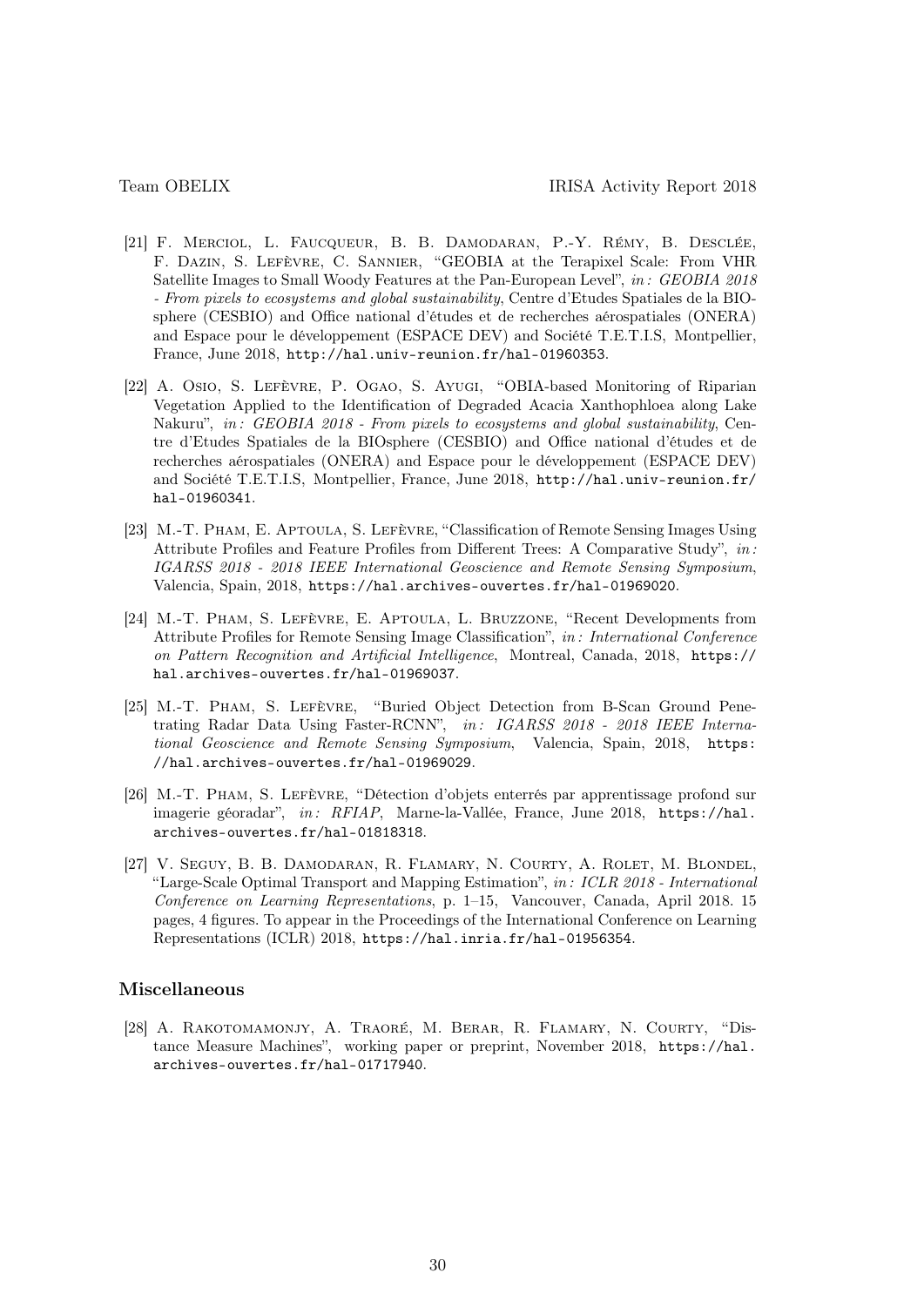[21] F. Merciol, L. Faucqueur, B. B. Damodaran, P.-Y. Rémy, B. Desclée, F. Dazin, S. Lefèvre, C. Sannier, "GEOBIA at the Terapixel Scale: From VHR Satellite Images to Small Woody Features at the Pan-European Level", *in : GEOBIA 2018 - From pixels to ecosystems and global sustainability*, Centre d'Etudes Spatiales de la BIOsphere (CESBIO) and Office national d'études et de recherches aérospatiales (ONERA) and Espace pour le développement (ESPACE DEV) and Société T.E.T.I.S, Montpellier, France, June 2018, `http://hal.univ-reunion.fr/hal-01960353`.

[22] A. Osio, S. Lefèvre, P. Ogao, S. Ayugi, "OBIA-based Monitoring of Riparian Vegetation Applied to the Identification of Degraded Acacia Xanthophloea along Lake Nakuru", *in : GEOBIA 2018 - From pixels to ecosystems and global sustainability*, Centre d'Etudes Spatiales de la BIOsphere (CESBIO) and Office national d'études et de recherches aérospatiales (ONERA) and Espace pour le développement (ESPACE DEV) and Société T.E.T.I.S, Montpellier, France, June 2018, `http://hal.univ-reunion.fr/hal-01960341`.

[23] M.-T. Pham, E. Aptoula, S. Lefèvre, "Classification of Remote Sensing Images Using Attribute Profiles and Feature Profiles from Different Trees: A Comparative Study", *in : IGARSS 2018 - 2018 IEEE International Geoscience and Remote Sensing Symposium*, Valencia, Spain, 2018, `https://hal.archives-ouvertes.fr/hal-01969020`.

[24] M.-T. Pham, S. Lefèvre, E. Aptoula, L. Bruzzone, "Recent Developments from Attribute Profiles for Remote Sensing Image Classification", *in : International Conference on Pattern Recognition and Artificial Intelligence*, Montreal, Canada, 2018, `https://hal.archives-ouvertes.fr/hal-01969037`.

[25] M.-T. Pham, S. Lefèvre, "Buried Object Detection from B-Scan Ground Penetrating Radar Data Using Faster-RCNN", *in : IGARSS 2018 - 2018 IEEE International Geoscience and Remote Sensing Symposium*, Valencia, Spain, 2018, `https://hal.archives-ouvertes.fr/hal-01969029`.

[26] M.-T. Pham, S. Lefèvre, "Détection d'objets enterrés par apprentissage profond sur imagerie géoradar", *in : RFIAP*, Marne-la-Vallée, France, June 2018, `https://hal.archives-ouvertes.fr/hal-01818318`.

[27] V. Seguy, B. B. Damodaran, R. Flamary, N. Courty, A. Rolet, M. Blondel, "Large-Scale Optimal Transport and Mapping Estimation", *in : ICLR 2018 - International Conference on Learning Representations*, p. 1–15, Vancouver, Canada, April 2018. 15 pages, 4 figures. To appear in the Proceedings of the International Conference on Learning Representations (ICLR) 2018, `https://hal.inria.fr/hal-01956354`.

### Miscellaneous

[28] A. Rakotomamonjy, A. Traoré, M. Berar, R. Flamary, N. Courty, "Distance Measure Machines", working paper or preprint, November 2018, `https://hal.archives-ouvertes.fr/hal-01717940`.